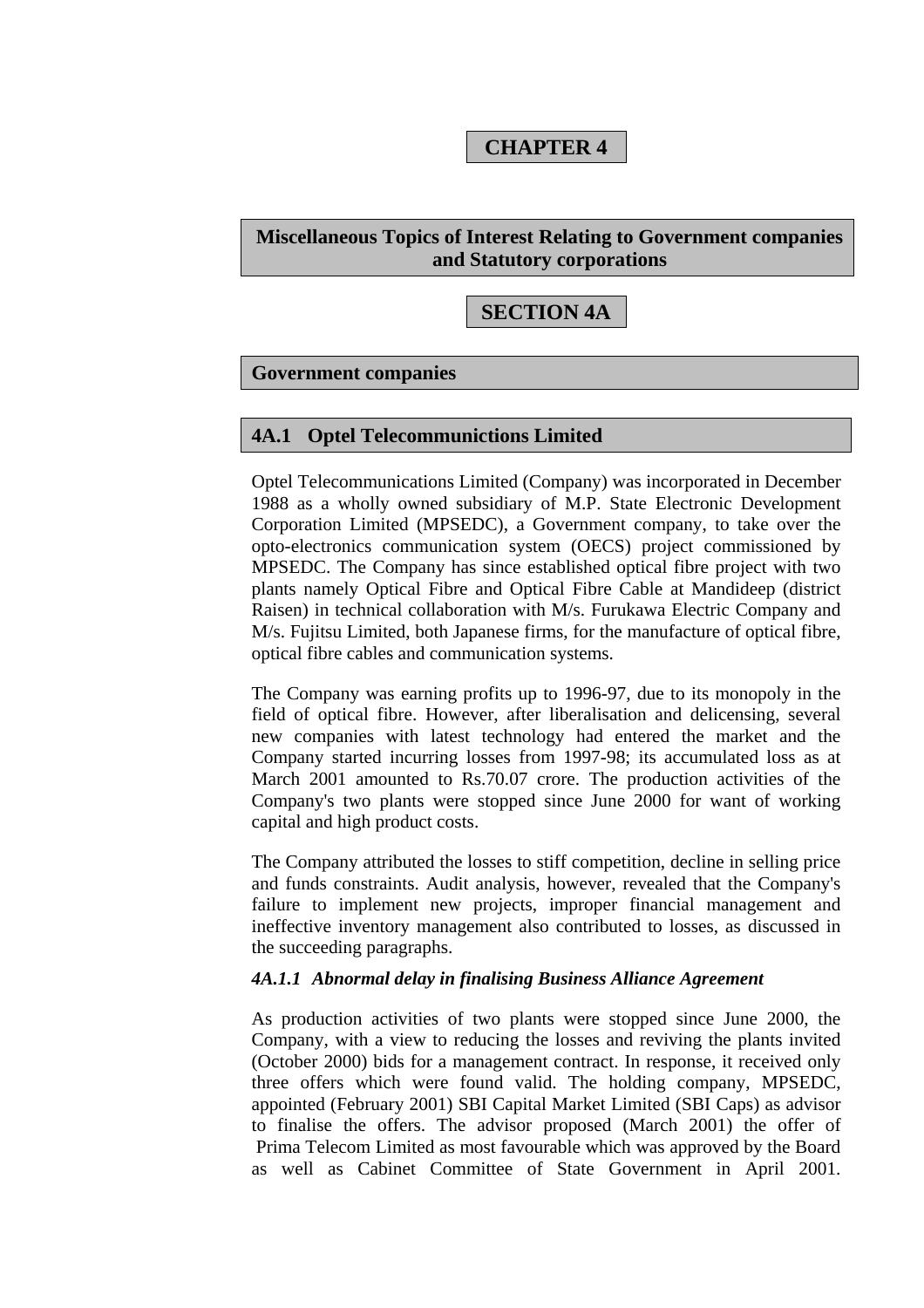# CHAPTER 4

## Miscellaneous Topics of Interest Relating to Government companies and Statutory corporations

# SECTION 4A

## Government companies

### 4A.1 Optel Telecommunictions Limited

Optel Telecommunications Limited (Company) was incorporated in December 1988 as a wholly owned subsidiary of M.P. State Electronic Development Corporation Limited (MPSEDC), a Government company, to take over the opto-electronics communication system (OECS) project commissioned by MPSEDC. The Company has since established optical fibre project with two plants namely Optical Fibre and Optical Fibre Cable at Mandideep (district Raisen) in technical collaboration with M/s. Furukawa Electric Company and M/s. Fujitsu Limited, both Japanese firms, for the manufacture of optical fibre, optical fibre cables and communication systems.

The Company was earning profits up to 1996-97, due to its monopoly in the field of optical fibre. However, after liberalisation and delicensing, several new companies with latest technology had entered the market and the Company started incurring losses from 1997-98; its accumulated loss as at March 2001 amounted to Rs.70.07 crore. The production activities of the Company's two plants were stopped since June 2000 for want of working capital and high product costs.

The Company attributed the losses to stiff competition, decline in selling price and funds constraints. Audit analysis, however, revealed that the Company's failure to implement new projects, improper financial management and ineffective inventory management also contributed to losses, as discussed in the succeeding paragraphs.

#### *4A.1.1 Abnormal delay in finalising Business Alliance Agreement*

As production activities of two plants were stopped since June 2000, the Company, with a view to reducing the losses and reviving the plants invited (October 2000) bids for a management contract. In response, it received only three offers which were found valid. The holding company, MPSEDC, appointed (February 2001) SBI Capital Market Limited (SBI Caps) as advisor to finalise the offers. The advisor proposed (March 2001) the offer of Prima Telecom Limited as most favourable which was approved by the Board as well as Cabinet Committee of State Government in April 2001.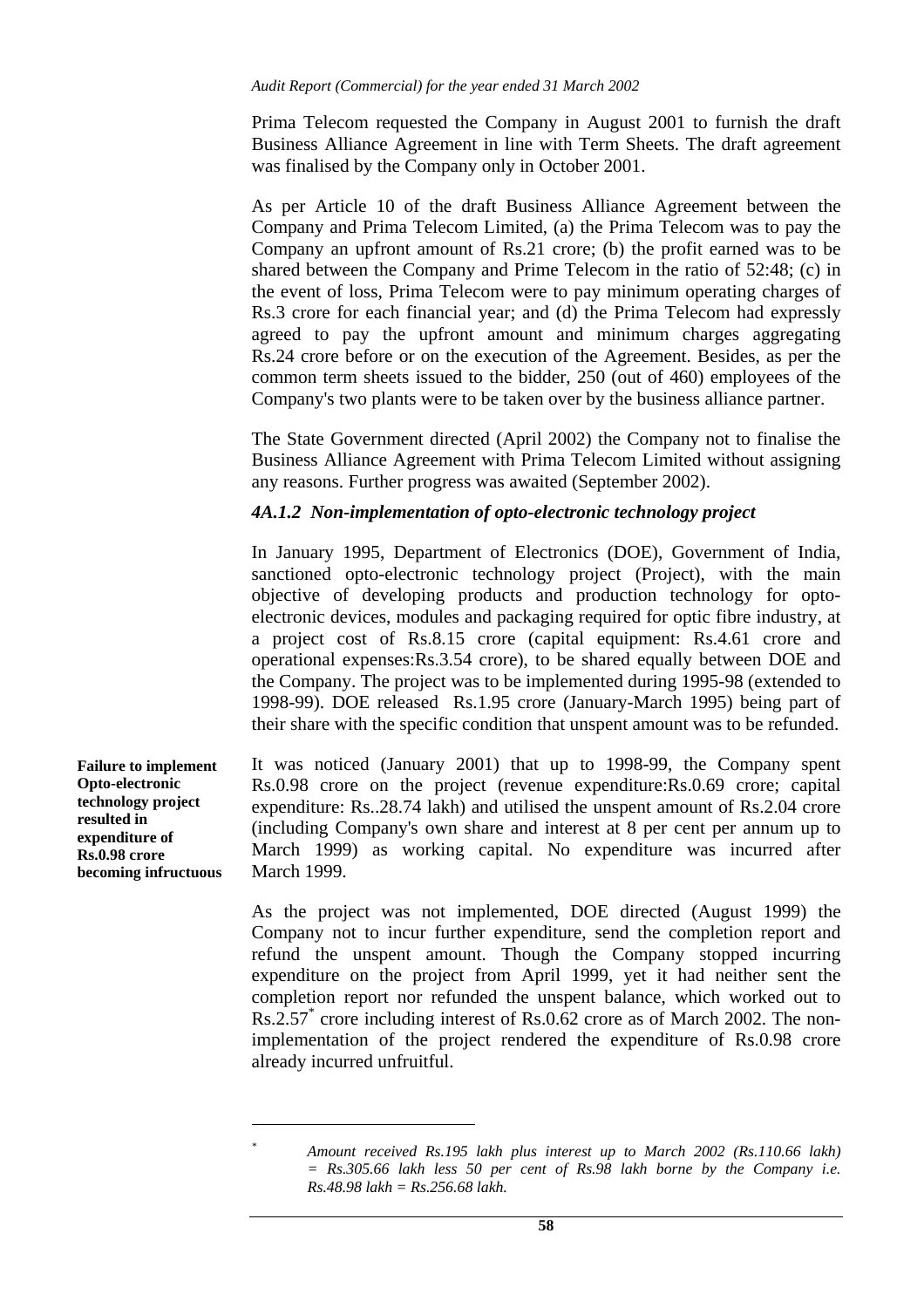Prima Telecom requested the Company in August 2001 to furnish the draft Business Alliance Agreement in line with Term Sheets. The draft agreement was finalised by the Company only in October 2001.

As per Article 10 of the draft Business Alliance Agreement between the Company and Prima Telecom Limited, (a) the Prima Telecom was to pay the Company an upfront amount of Rs.21 crore; (b) the profit earned was to be shared between the Company and Prime Telecom in the ratio of 52:48; (c) in the event of loss, Prima Telecom were to pay minimum operating charges of Rs.3 crore for each financial year; and (d) the Prima Telecom had expressly agreed to pay the upfront amount and minimum charges aggregating Rs.24 crore before or on the execution of the Agreement. Besides, as per the common term sheets issued to the bidder, 250 (out of 460) employees of the Company's two plants were to be taken over by the business alliance partner.

The State Government directed (April 2002) the Company not to finalise the Business Alliance Agreement with Prima Telecom Limited without assigning any reasons. Further progress was awaited (September 2002).

#### *4A.1.2 Non-implementation of opto-electronic technology project*

In January 1995, Department of Electronics (DOE), Government of India, sanctioned opto-electronic technology project (Project), with the main objective of developing products and production technology for opto-electronic devices, modules and packaging required for optic fibre industry, at a project cost of Rs.8.15 crore (capital equipment: Rs.4.61 crore and operational expenses:Rs.3.54 crore), to be shared equally between DOE and the Company. The project was to be implemented during 1995-98 (extended to 1998-99). DOE released Rs.1.95 crore (January-March 1995) being part of their share with the specific condition that unspent amount was to be refunded.

**Failure to implement Opto-electronic technology project resulted in expenditure of Rs.0.98 crore becoming infructuous**

It was noticed (January 2001) that up to 1998-99, the Company spent Rs.0.98 crore on the project (revenue expenditure:Rs.0.69 crore; capital expenditure: Rs..28.74 lakh) and utilised the unspent amount of Rs.2.04 crore (including Company's own share and interest at 8 per cent per annum up to March 1999) as working capital. No expenditure was incurred after March 1999.

As the project was not implemented, DOE directed (August 1999) the Company not to incur further expenditure, send the completion report and refund the unspent amount. Though the Company stopped incurring expenditure on the project from April 1999, yet it had neither sent the completion report nor refunded the unspent balance, which worked out to Rs.2.57* crore including interest of Rs.0.62 crore as of March 2002. The non-implementation of the project rendered the expenditure of Rs.0.98 crore already incurred unfruitful.

---

\* *Amount received Rs.195 lakh plus interest up to March 2002 (Rs.110.66 lakh) = Rs.305.66 lakh less 50 per cent of Rs.98 lakh borne by the Company i.e. Rs.48.98 lakh = Rs.256.68 lakh.*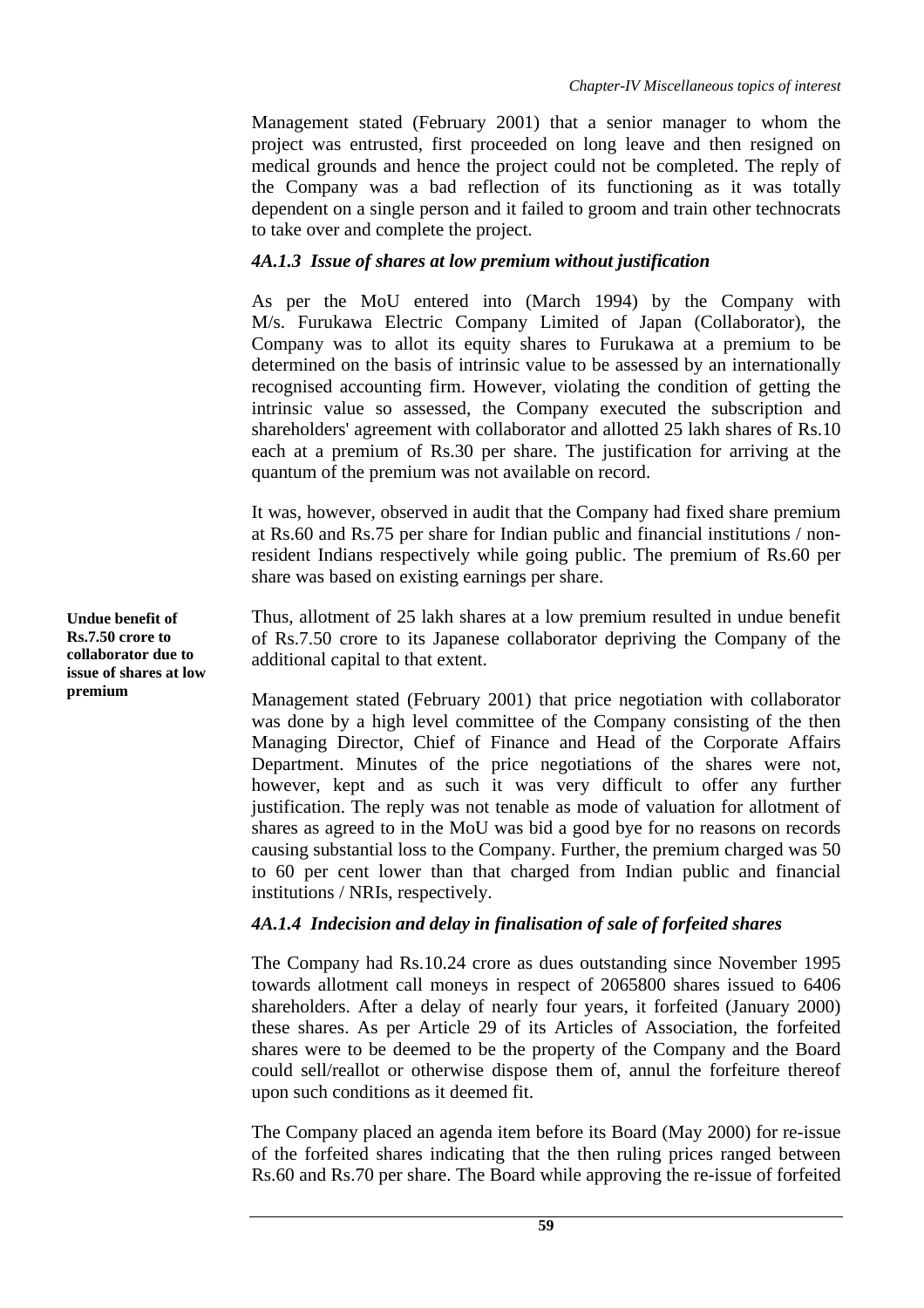Management stated (February 2001) that a senior manager to whom the project was entrusted, first proceeded on long leave and then resigned on medical grounds and hence the project could not be completed. The reply of the Company was a bad reflection of its functioning as it was totally dependent on a single person and it failed to groom and train other technocrats to take over and complete the project.

### *4A.1.3 Issue of shares at low premium without justification*

As per the MoU entered into (March 1994) by the Company with M/s. Furukawa Electric Company Limited of Japan (Collaborator), the Company was to allot its equity shares to Furukawa at a premium to be determined on the basis of intrinsic value to be assessed by an internationally recognised accounting firm. However, violating the condition of getting the intrinsic value so assessed, the Company executed the subscription and shareholders' agreement with collaborator and allotted 25 lakh shares of Rs.10 each at a premium of Rs.30 per share. The justification for arriving at the quantum of the premium was not available on record.

It was, however, observed in audit that the Company had fixed share premium at Rs.60 and Rs.75 per share for Indian public and financial institutions / non-resident Indians respectively while going public. The premium of Rs.60 per share was based on existing earnings per share.

**Undue benefit of Rs.7.50 crore to collaborator due to issue of shares at low premium**

Thus, allotment of 25 lakh shares at a low premium resulted in undue benefit of Rs.7.50 crore to its Japanese collaborator depriving the Company of the additional capital to that extent.

Management stated (February 2001) that price negotiation with collaborator was done by a high level committee of the Company consisting of the then Managing Director, Chief of Finance and Head of the Corporate Affairs Department. Minutes of the price negotiations of the shares were not, however, kept and as such it was very difficult to offer any further justification. The reply was not tenable as mode of valuation for allotment of shares as agreed to in the MoU was bid a good bye for no reasons on records causing substantial loss to the Company. Further, the premium charged was 50 to 60 per cent lower than that charged from Indian public and financial institutions / NRIs, respectively.

### *4A.1.4 Indecision and delay in finalisation of sale of forfeited shares*

The Company had Rs.10.24 crore as dues outstanding since November 1995 towards allotment call moneys in respect of 2065800 shares issued to 6406 shareholders. After a delay of nearly four years, it forfeited (January 2000) these shares. As per Article 29 of its Articles of Association, the forfeited shares were to be deemed to be the property of the Company and the Board could sell/reallot or otherwise dispose them of, annul the forfeiture thereof upon such conditions as it deemed fit.

The Company placed an agenda item before its Board (May 2000) for re-issue of the forfeited shares indicating that the then ruling prices ranged between Rs.60 and Rs.70 per share. The Board while approving the re-issue of forfeited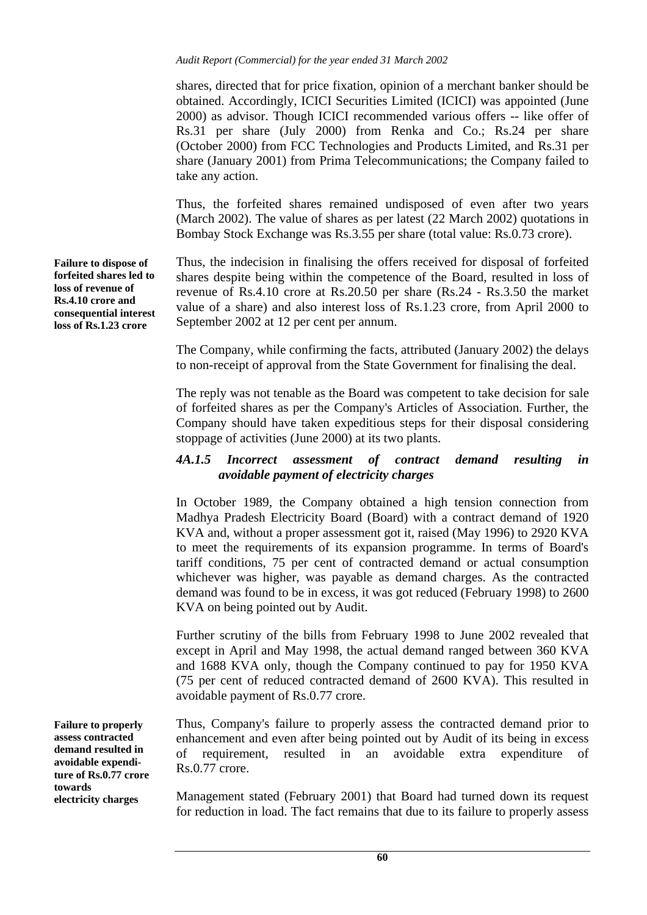shares, directed that for price fixation, opinion of a merchant banker should be obtained. Accordingly, ICICI Securities Limited (ICICI) was appointed (June 2000) as advisor. Though ICICI recommended various offers -- like offer of Rs.31 per share (July 2000) from Renka and Co.; Rs.24 per share (October 2000) from FCC Technologies and Products Limited, and Rs.31 per share (January 2001) from Prima Telecommunications; the Company failed to take any action.

Thus, the forfeited shares remained undisposed of even after two years (March 2002). The value of shares as per latest (22 March 2002) quotations in Bombay Stock Exchange was Rs.3.55 per share (total value: Rs.0.73 crore).

**Failure to dispose of forfeited shares led to loss of revenue of Rs.4.10 crore and consequential interest loss of Rs.1.23 crore**

Thus, the indecision in finalising the offers received for disposal of forfeited shares despite being within the competence of the Board, resulted in loss of revenue of Rs.4.10 crore at Rs.20.50 per share (Rs.24 - Rs.3.50 the market value of a share) and also interest loss of Rs.1.23 crore, from April 2000 to September 2002 at 12 per cent per annum.

The Company, while confirming the facts, attributed (January 2002) the delays to non-receipt of approval from the State Government for finalising the deal.

The reply was not tenable as the Board was competent to take decision for sale of forfeited shares as per the Company's Articles of Association. Further, the Company should have taken expeditious steps for their disposal considering stoppage of activities (June 2000) at its two plants.

### *4A.1.5 Incorrect assessment of contract demand resulting in avoidable payment of electricity charges*

In October 1989, the Company obtained a high tension connection from Madhya Pradesh Electricity Board (Board) with a contract demand of 1920 KVA and, without a proper assessment got it, raised (May 1996) to 2920 KVA to meet the requirements of its expansion programme. In terms of Board's tariff conditions, 75 per cent of contracted demand or actual consumption whichever was higher, was payable as demand charges. As the contracted demand was found to be in excess, it was got reduced (February 1998) to 2600 KVA on being pointed out by Audit.

Further scrutiny of the bills from February 1998 to June 2002 revealed that except in April and May 1998, the actual demand ranged between 360 KVA and 1688 KVA only, though the Company continued to pay for 1950 KVA (75 per cent of reduced contracted demand of 2600 KVA). This resulted in avoidable payment of Rs.0.77 crore.

**Failure to properly assess contracted demand resulted in avoidable expenditure of Rs.0.77 crore towards electricity charges**

Thus, Company's failure to properly assess the contracted demand prior to enhancement and even after being pointed out by Audit of its being in excess of requirement, resulted in an avoidable extra expenditure of Rs.0.77 crore.

Management stated (February 2001) that Board had turned down its request for reduction in load. The fact remains that due to its failure to properly assess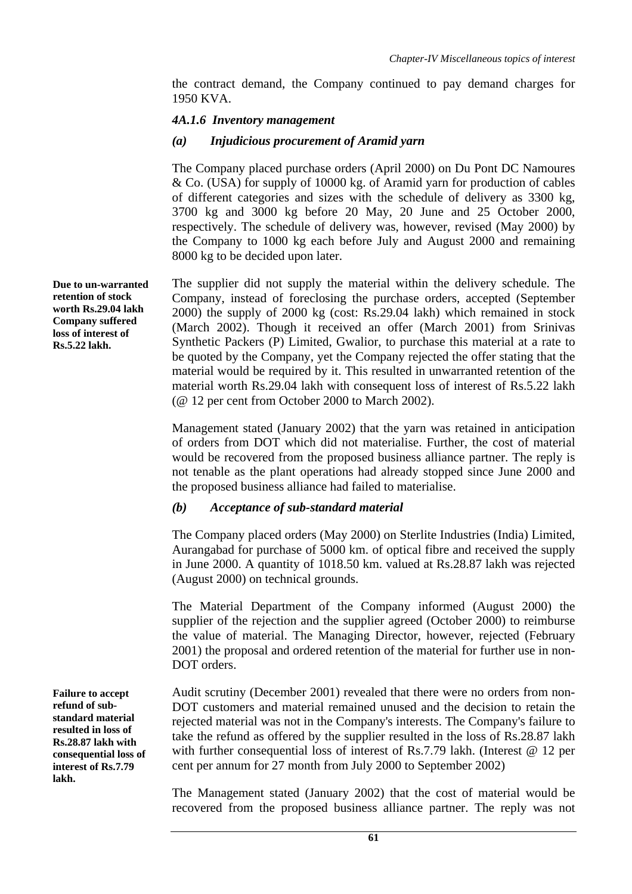the contract demand, the Company continued to pay demand charges for 1950 KVA.

### *4A.1.6 Inventory management*

#### *(a) Injudicious procurement of Aramid yarn*

The Company placed purchase orders (April 2000) on Du Pont DC Namoures & Co. (USA) for supply of 10000 kg. of Aramid yarn for production of cables of different categories and sizes with the schedule of delivery as 3300 kg, 3700 kg and 3000 kg before 20 May, 20 June and 25 October 2000, respectively. The schedule of delivery was, however, revised (May 2000) by the Company to 1000 kg each before July and August 2000 and remaining 8000 kg to be decided upon later.

**Due to un-warranted retention of stock worth Rs.29.04 lakh Company suffered loss of interest of Rs.5.22 lakh.**

The supplier did not supply the material within the delivery schedule. The Company, instead of foreclosing the purchase orders, accepted (September 2000) the supply of 2000 kg (cost: Rs.29.04 lakh) which remained in stock (March 2002). Though it received an offer (March 2001) from Srinivas Synthetic Packers (P) Limited, Gwalior, to purchase this material at a rate to be quoted by the Company, yet the Company rejected the offer stating that the material would be required by it. This resulted in unwarranted retention of the material worth Rs.29.04 lakh with consequent loss of interest of Rs.5.22 lakh (@ 12 per cent from October 2000 to March 2002).

Management stated (January 2002) that the yarn was retained in anticipation of orders from DOT which did not materialise. Further, the cost of material would be recovered from the proposed business alliance partner. The reply is not tenable as the plant operations had already stopped since June 2000 and the proposed business alliance had failed to materialise.

#### *(b) Acceptance of sub-standard material*

The Company placed orders (May 2000) on Sterlite Industries (India) Limited, Aurangabad for purchase of 5000 km. of optical fibre and received the supply in June 2000. A quantity of 1018.50 km. valued at Rs.28.87 lakh was rejected (August 2000) on technical grounds.

The Material Department of the Company informed (August 2000) the supplier of the rejection and the supplier agreed (October 2000) to reimburse the value of material. The Managing Director, however, rejected (February 2001) the proposal and ordered retention of the material for further use in non-DOT orders.

**Failure to accept refund of sub-standard material resulted in loss of Rs.28.87 lakh with consequential loss of interest of Rs.7.79 lakh.**

Audit scrutiny (December 2001) revealed that there were no orders from non-DOT customers and material remained unused and the decision to retain the rejected material was not in the Company's interests. The Company's failure to take the refund as offered by the supplier resulted in the loss of Rs.28.87 lakh with further consequential loss of interest of Rs.7.79 lakh. (Interest @ 12 per cent per annum for 27 month from July 2000 to September 2002)

The Management stated (January 2002) that the cost of material would be recovered from the proposed business alliance partner. The reply was not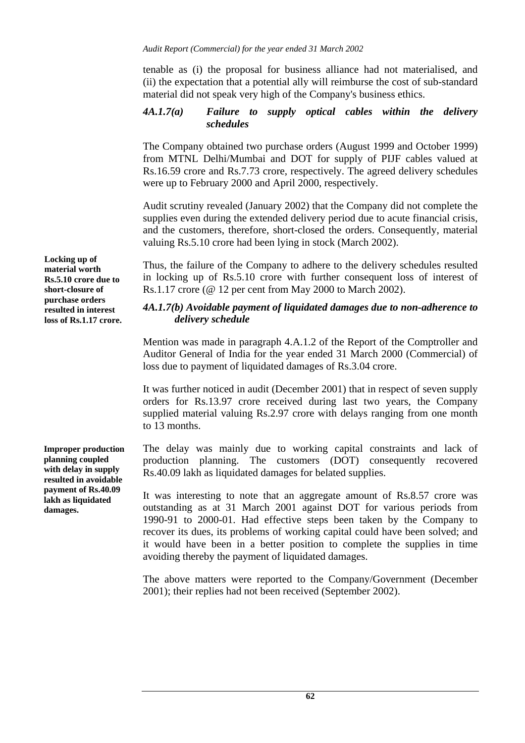tenable as (i) the proposal for business alliance had not materialised, and (ii) the expectation that a potential ally will reimburse the cost of sub-standard material did not speak very high of the Company's business ethics.

### *4A.1.7(a) Failure to supply optical cables within the delivery schedules*

The Company obtained two purchase orders (August 1999 and October 1999) from MTNL Delhi/Mumbai and DOT for supply of PIJF cables valued at Rs.16.59 crore and Rs.7.73 crore, respectively. The agreed delivery schedules were up to February 2000 and April 2000, respectively.

Audit scrutiny revealed (January 2002) that the Company did not complete the supplies even during the extended delivery period due to acute financial crisis, and the customers, therefore, short-closed the orders. Consequently, material valuing Rs.5.10 crore had been lying in stock (March 2002).

**Locking up of material worth Rs.5.10 crore due to short-closure of purchase orders resulted in interest loss of Rs.1.17 crore.**

Thus, the failure of the Company to adhere to the delivery schedules resulted in locking up of Rs.5.10 crore with further consequent loss of interest of Rs.1.17 crore (@ 12 per cent from May 2000 to March 2002).

### *4A.1.7(b) Avoidable payment of liquidated damages due to non-adherence to delivery schedule*

Mention was made in paragraph 4.A.1.2 of the Report of the Comptroller and Auditor General of India for the year ended 31 March 2000 (Commercial) of loss due to payment of liquidated damages of Rs.3.04 crore.

It was further noticed in audit (December 2001) that in respect of seven supply orders for Rs.13.97 crore received during last two years, the Company supplied material valuing Rs.2.97 crore with delays ranging from one month to 13 months.

**Improper production planning coupled with delay in supply resulted in avoidable payment of Rs.40.09 lakh as liquidated damages.**

The delay was mainly due to working capital constraints and lack of production planning. The customers (DOT) consequently recovered Rs.40.09 lakh as liquidated damages for belated supplies.

It was interesting to note that an aggregate amount of Rs.8.57 crore was outstanding as at 31 March 2001 against DOT for various periods from 1990-91 to 2000-01. Had effective steps been taken by the Company to recover its dues, its problems of working capital could have been solved; and it would have been in a better position to complete the supplies in time avoiding thereby the payment of liquidated damages.

The above matters were reported to the Company/Government (December 2001); their replies had not been received (September 2002).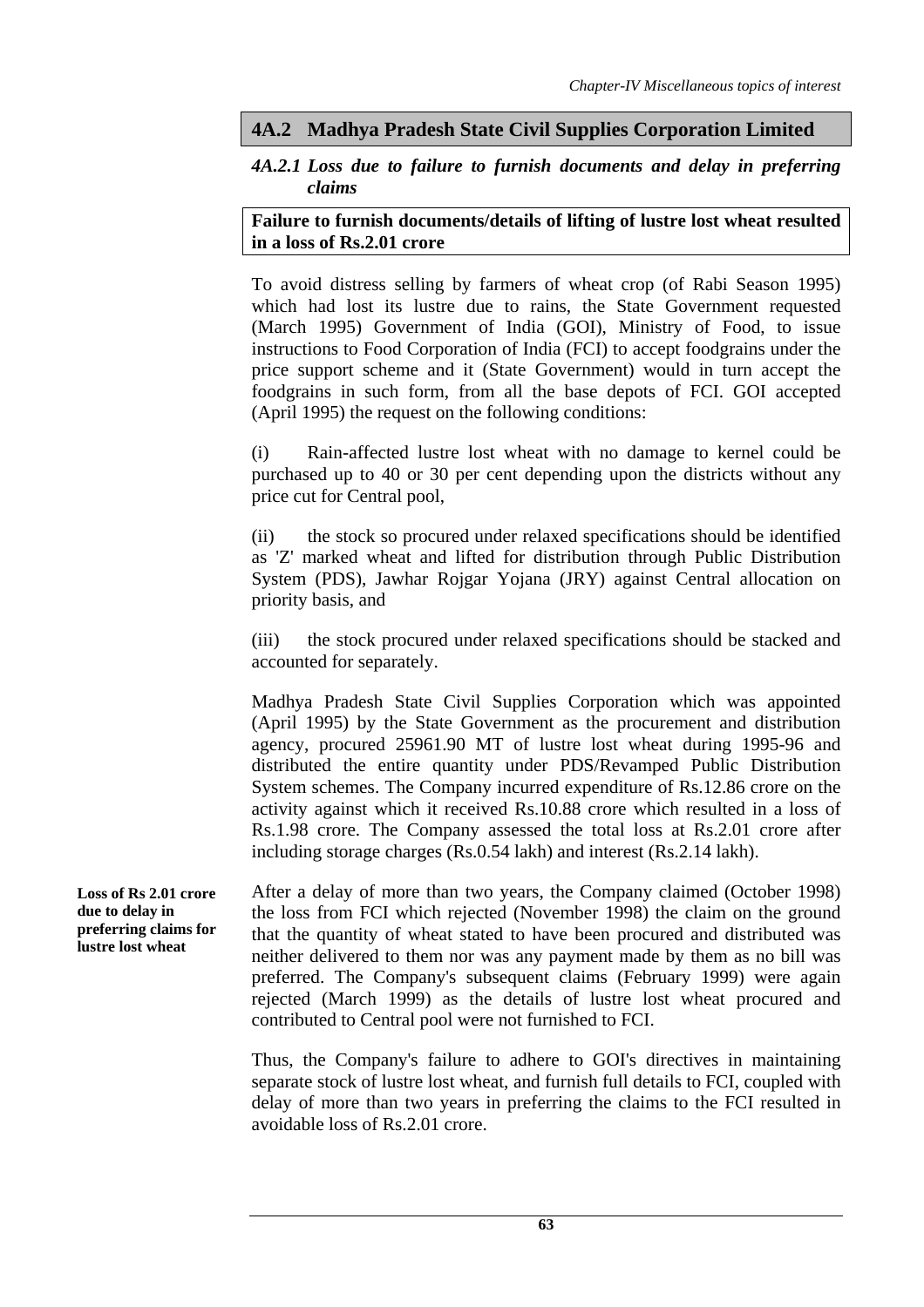## 4A.2 Madhya Pradesh State Civil Supplies Corporation Limited

### *4A.2.1 Loss due to failure to furnish documents and delay in preferring claims*

**Failure to furnish documents/details of lifting of lustre lost wheat resulted in a loss of Rs.2.01 crore**

To avoid distress selling by farmers of wheat crop (of Rabi Season 1995) which had lost its lustre due to rains, the State Government requested (March 1995) Government of India (GOI), Ministry of Food, to issue instructions to Food Corporation of India (FCI) to accept foodgrains under the price support scheme and it (State Government) would in turn accept the foodgrains in such form, from all the base depots of FCI. GOI accepted (April 1995) the request on the following conditions:

(i) Rain-affected lustre lost wheat with no damage to kernel could be purchased up to 40 or 30 per cent depending upon the districts without any price cut for Central pool,

(ii) the stock so procured under relaxed specifications should be identified as 'Z' marked wheat and lifted for distribution through Public Distribution System (PDS), Jawhar Rojgar Yojana (JRY) against Central allocation on priority basis, and

(iii) the stock procured under relaxed specifications should be stacked and accounted for separately.

Madhya Pradesh State Civil Supplies Corporation which was appointed (April 1995) by the State Government as the procurement and distribution agency, procured 25961.90 MT of lustre lost wheat during 1995-96 and distributed the entire quantity under PDS/Revamped Public Distribution System schemes. The Company incurred expenditure of Rs.12.86 crore on the activity against which it received Rs.10.88 crore which resulted in a loss of Rs.1.98 crore. The Company assessed the total loss at Rs.2.01 crore after including storage charges (Rs.0.54 lakh) and interest (Rs.2.14 lakh).

**Loss of Rs 2.01 crore due to delay in preferring claims for lustre lost wheat**

After a delay of more than two years, the Company claimed (October 1998) the loss from FCI which rejected (November 1998) the claim on the ground that the quantity of wheat stated to have been procured and distributed was neither delivered to them nor was any payment made by them as no bill was preferred. The Company's subsequent claims (February 1999) were again rejected (March 1999) as the details of lustre lost wheat procured and contributed to Central pool were not furnished to FCI.

Thus, the Company's failure to adhere to GOI's directives in maintaining separate stock of lustre lost wheat, and furnish full details to FCI, coupled with delay of more than two years in preferring the claims to the FCI resulted in avoidable loss of Rs.2.01 crore.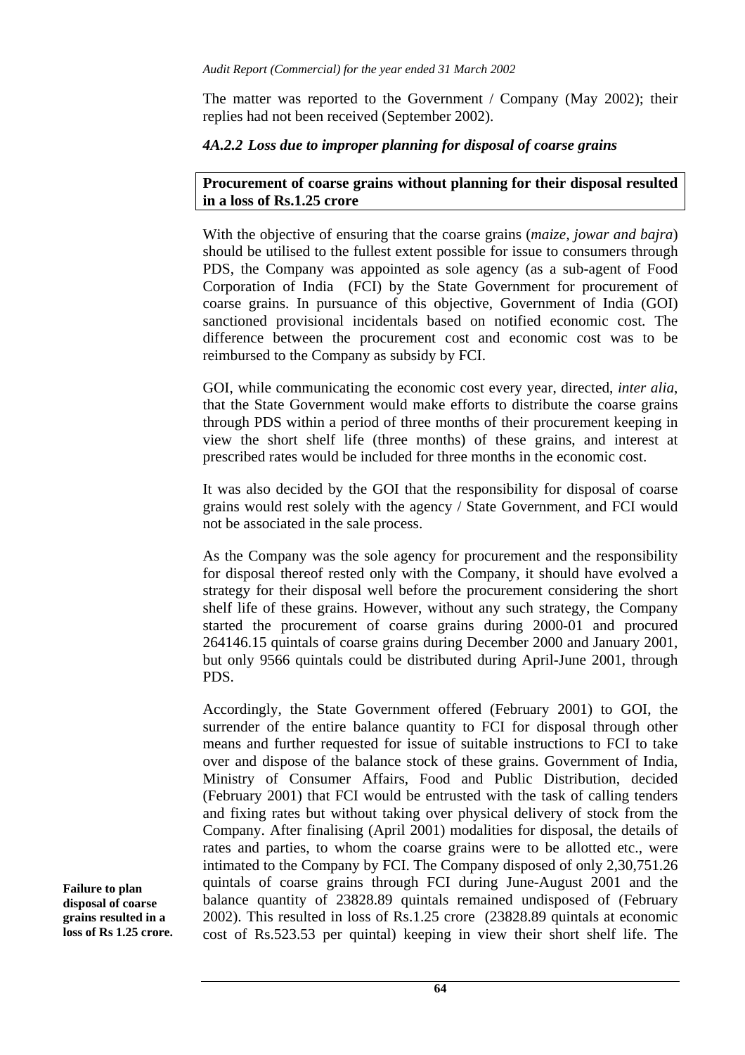The matter was reported to the Government / Company (May 2002); their replies had not been received (September 2002).

### *4A.2.2 Loss due to improper planning for disposal of coarse grains*

**Procurement of coarse grains without planning for their disposal resulted in a loss of Rs.1.25 crore**

With the objective of ensuring that the coarse grains (*maize, jowar and bajra*) should be utilised to the fullest extent possible for issue to consumers through PDS, the Company was appointed as sole agency (as a sub-agent of Food Corporation of India (FCI) by the State Government for procurement of coarse grains. In pursuance of this objective, Government of India (GOI) sanctioned provisional incidentals based on notified economic cost. The difference between the procurement cost and economic cost was to be reimbursed to the Company as subsidy by FCI.

GOI, while communicating the economic cost every year, directed, *inter alia*, that the State Government would make efforts to distribute the coarse grains through PDS within a period of three months of their procurement keeping in view the short shelf life (three months) of these grains, and interest at prescribed rates would be included for three months in the economic cost.

It was also decided by the GOI that the responsibility for disposal of coarse grains would rest solely with the agency / State Government, and FCI would not be associated in the sale process.

As the Company was the sole agency for procurement and the responsibility for disposal thereof rested only with the Company, it should have evolved a strategy for their disposal well before the procurement considering the short shelf life of these grains. However, without any such strategy, the Company started the procurement of coarse grains during 2000-01 and procured 264146.15 quintals of coarse grains during December 2000 and January 2001, but only 9566 quintals could be distributed during April-June 2001, through PDS.

**Failure to plan disposal of coarse grains resulted in a loss of Rs 1.25 crore.**

Accordingly, the State Government offered (February 2001) to GOI, the surrender of the entire balance quantity to FCI for disposal through other means and further requested for issue of suitable instructions to FCI to take over and dispose of the balance stock of these grains. Government of India, Ministry of Consumer Affairs, Food and Public Distribution, decided (February 2001) that FCI would be entrusted with the task of calling tenders and fixing rates but without taking over physical delivery of stock from the Company. After finalising (April 2001) modalities for disposal, the details of rates and parties, to whom the coarse grains were to be allotted etc., were intimated to the Company by FCI. The Company disposed of only 2,30,751.26 quintals of coarse grains through FCI during June-August 2001 and the balance quantity of 23828.89 quintals remained undisposed of (February 2002). This resulted in loss of Rs.1.25 crore (23828.89 quintals at economic cost of Rs.523.53 per quintal) keeping in view their short shelf life. The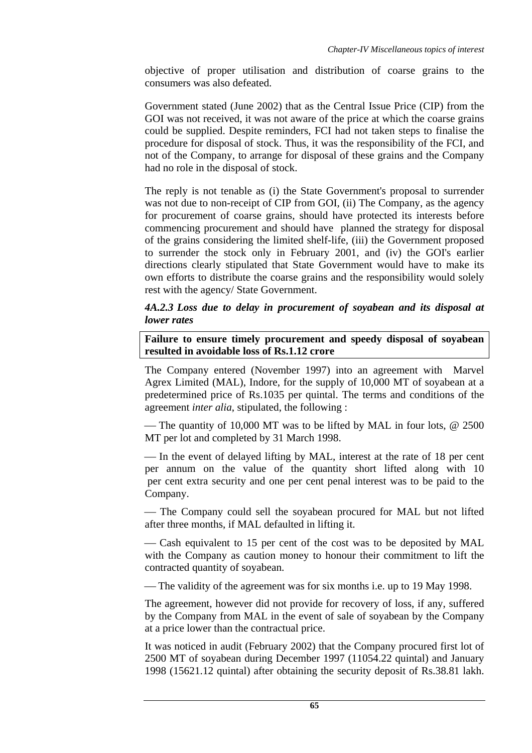objective of proper utilisation and distribution of coarse grains to the consumers was also defeated.

Government stated (June 2002) that as the Central Issue Price (CIP) from the GOI was not received, it was not aware of the price at which the coarse grains could be supplied. Despite reminders, FCI had not taken steps to finalise the procedure for disposal of stock. Thus, it was the responsibility of the FCI, and not of the Company, to arrange for disposal of these grains and the Company had no role in the disposal of stock.

The reply is not tenable as (i) the State Government's proposal to surrender was not due to non-receipt of CIP from GOI, (ii) The Company, as the agency for procurement of coarse grains, should have protected its interests before commencing procurement and should have planned the strategy for disposal of the grains considering the limited shelf-life, (iii) the Government proposed to surrender the stock only in February 2001, and (iv) the GOI's earlier directions clearly stipulated that State Government would have to make its own efforts to distribute the coarse grains and the responsibility would solely rest with the agency/ State Government.

#### *4A.2.3 Loss due to delay in procurement of soyabean and its disposal at lower rates*

**Failure to ensure timely procurement and speedy disposal of soyabean resulted in avoidable loss of Rs.1.12 crore**

The Company entered (November 1997) into an agreement with Marvel Agrex Limited (MAL), Indore, for the supply of 10,000 MT of soyabean at a predetermined price of Rs.1035 per quintal. The terms and conditions of the agreement *inter alia*, stipulated, the following :

— The quantity of 10,000 MT was to be lifted by MAL in four lots, @ 2500 MT per lot and completed by 31 March 1998.

— In the event of delayed lifting by MAL, interest at the rate of 18 per cent per annum on the value of the quantity short lifted along with 10 per cent extra security and one per cent penal interest was to be paid to the Company.

— The Company could sell the soyabean procured for MAL but not lifted after three months, if MAL defaulted in lifting it.

— Cash equivalent to 15 per cent of the cost was to be deposited by MAL with the Company as caution money to honour their commitment to lift the contracted quantity of soyabean.

— The validity of the agreement was for six months i.e. up to 19 May 1998.

The agreement, however did not provide for recovery of loss, if any, suffered by the Company from MAL in the event of sale of soyabean by the Company at a price lower than the contractual price.

It was noticed in audit (February 2002) that the Company procured first lot of 2500 MT of soyabean during December 1997 (11054.22 quintal) and January 1998 (15621.12 quintal) after obtaining the security deposit of Rs.38.81 lakh.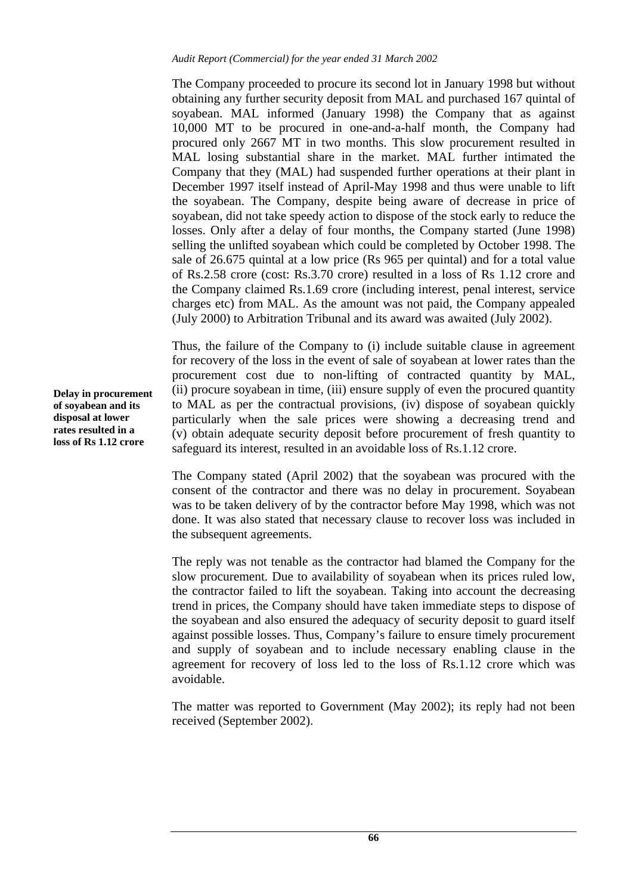The Company proceeded to procure its second lot in January 1998 but without obtaining any further security deposit from MAL and purchased 167 quintal of soyabean. MAL informed (January 1998) the Company that as against 10,000 MT to be procured in one-and-a-half month, the Company had procured only 2667 MT in two months. This slow procurement resulted in MAL losing substantial share in the market. MAL further intimated the Company that they (MAL) had suspended further operations at their plant in December 1997 itself instead of April-May 1998 and thus were unable to lift the soyabean. The Company, despite being aware of decrease in price of soyabean, did not take speedy action to dispose of the stock early to reduce the losses. Only after a delay of four months, the Company started (June 1998) selling the unlifted soyabean which could be completed by October 1998. The sale of 26.675 quintal at a low price (Rs 965 per quintal) and for a total value of Rs.2.58 crore (cost: Rs.3.70 crore) resulted in a loss of Rs 1.12 crore and the Company claimed Rs.1.69 crore (including interest, penal interest, service charges etc) from MAL. As the amount was not paid, the Company appealed (July 2000) to Arbitration Tribunal and its award was awaited (July 2002).

**Delay in procurement of soyabean and its disposal at lower rates resulted in a loss of Rs 1.12 crore**

Thus, the failure of the Company to (i) include suitable clause in agreement for recovery of the loss in the event of sale of soyabean at lower rates than the procurement cost due to non-lifting of contracted quantity by MAL, (ii) procure soyabean in time, (iii) ensure supply of even the procured quantity to MAL as per the contractual provisions, (iv) dispose of soyabean quickly particularly when the sale prices were showing a decreasing trend and (v) obtain adequate security deposit before procurement of fresh quantity to safeguard its interest, resulted in an avoidable loss of Rs.1.12 crore.

The Company stated (April 2002) that the soyabean was procured with the consent of the contractor and there was no delay in procurement. Soyabean was to be taken delivery of by the contractor before May 1998, which was not done. It was also stated that necessary clause to recover loss was included in the subsequent agreements.

The reply was not tenable as the contractor had blamed the Company for the slow procurement. Due to availability of soyabean when its prices ruled low, the contractor failed to lift the soyabean. Taking into account the decreasing trend in prices, the Company should have taken immediate steps to dispose of the soyabean and also ensured the adequacy of security deposit to guard itself against possible losses. Thus, Company's failure to ensure timely procurement and supply of soyabean and to include necessary enabling clause in the agreement for recovery of loss led to the loss of Rs.1.12 crore which was avoidable.

The matter was reported to Government (May 2002); its reply had not been received (September 2002).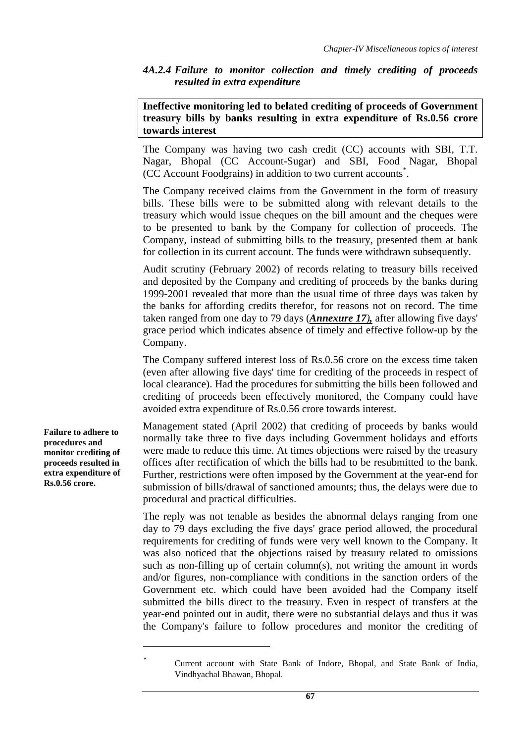### *4A.2.4 Failure to monitor collection and timely crediting of proceeds resulted in extra expenditure*

**Ineffective monitoring led to belated crediting of proceeds of Government treasury bills by banks resulting in extra expenditure of Rs.0.56 crore towards interest**

The Company was having two cash credit (CC) accounts with SBI, T.T. Nagar, Bhopal (CC Account-Sugar) and SBI, Food Nagar, Bhopal (CC Account Foodgrains) in addition to two current accounts*.

The Company received claims from the Government in the form of treasury bills. These bills were to be submitted along with relevant details to the treasury which would issue cheques on the bill amount and the cheques were to be presented to bank by the Company for collection of proceeds. The Company, instead of submitting bills to the treasury, presented them at bank for collection in its current account. The funds were withdrawn subsequently.

Audit scrutiny (February 2002) of records relating to treasury bills received and deposited by the Company and crediting of proceeds by the banks during 1999-2001 revealed that more than the usual time of three days was taken by the banks for affording credits therefor, for reasons not on record. The time taken ranged from one day to 79 days (***Annexure 17***)**,** after allowing five days' grace period which indicates absence of timely and effective follow-up by the Company.

The Company suffered interest loss of Rs.0.56 crore on the excess time taken (even after allowing five days' time for crediting of the proceeds in respect of local clearance). Had the procedures for submitting the bills been followed and crediting of proceeds been effectively monitored, the Company could have avoided extra expenditure of Rs.0.56 crore towards interest.

**Failure to adhere to procedures and monitor crediting of proceeds resulted in extra expenditure of Rs.0.56 crore.**

Management stated (April 2002) that crediting of proceeds by banks would normally take three to five days including Government holidays and efforts were made to reduce this time. At times objections were raised by the treasury offices after rectification of which the bills had to be resubmitted to the bank. Further, restrictions were often imposed by the Government at the year-end for submission of bills/drawal of sanctioned amounts; thus, the delays were due to procedural and practical difficulties.

The reply was not tenable as besides the abnormal delays ranging from one day to 79 days excluding the five days' grace period allowed, the procedural requirements for crediting of funds were very well known to the Company. It was also noticed that the objections raised by treasury related to omissions such as non-filling up of certain column(s), not writing the amount in words and/or figures, non-compliance with conditions in the sanction orders of the Government etc. which could have been avoided had the Company itself submitted the bills direct to the treasury. Even in respect of transfers at the year-end pointed out in audit, there were no substantial delays and thus it was the Company's failure to follow procedures and monitor the crediting of

---

\* Current account with State Bank of Indore, Bhopal, and State Bank of India, Vindhyachal Bhawan, Bhopal.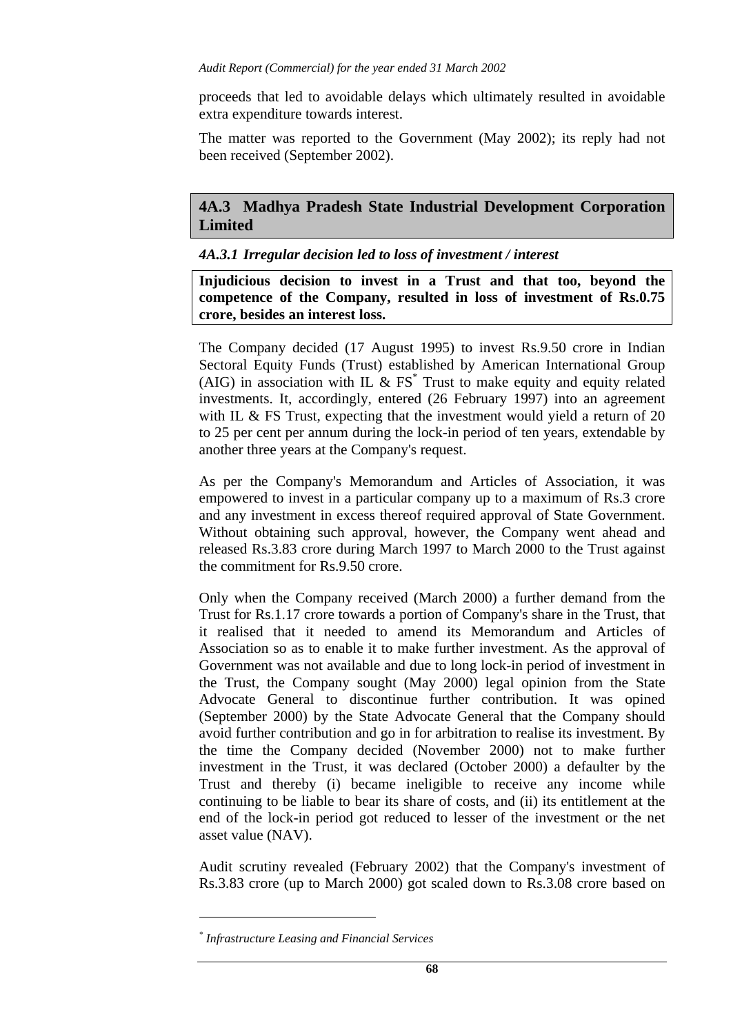proceeds that led to avoidable delays which ultimately resulted in avoidable extra expenditure towards interest.

The matter was reported to the Government (May 2002); its reply had not been received (September 2002).

## 4A.3 Madhya Pradesh State Industrial Development Corporation Limited

### *4A.3.1 Irregular decision led to loss of investment / interest*

**Injudicious decision to invest in a Trust and that too, beyond the competence of the Company, resulted in loss of investment of Rs.0.75 crore, besides an interest loss.**

The Company decided (17 August 1995) to invest Rs.9.50 crore in Indian Sectoral Equity Funds (Trust) established by American International Group (AIG) in association with IL & FS* Trust to make equity and equity related investments. It, accordingly, entered (26 February 1997) into an agreement with IL & FS Trust, expecting that the investment would yield a return of 20 to 25 per cent per annum during the lock-in period of ten years, extendable by another three years at the Company's request.

As per the Company's Memorandum and Articles of Association, it was empowered to invest in a particular company up to a maximum of Rs.3 crore and any investment in excess thereof required approval of State Government. Without obtaining such approval, however, the Company went ahead and released Rs.3.83 crore during March 1997 to March 2000 to the Trust against the commitment for Rs.9.50 crore.

Only when the Company received (March 2000) a further demand from the Trust for Rs.1.17 crore towards a portion of Company's share in the Trust, that it realised that it needed to amend its Memorandum and Articles of Association so as to enable it to make further investment. As the approval of Government was not available and due to long lock-in period of investment in the Trust, the Company sought (May 2000) legal opinion from the State Advocate General to discontinue further contribution. It was opined (September 2000) by the State Advocate General that the Company should avoid further contribution and go in for arbitration to realise its investment. By the time the Company decided (November 2000) not to make further investment in the Trust, it was declared (October 2000) a defaulter by the Trust and thereby (i) became ineligible to receive any income while continuing to be liable to bear its share of costs, and (ii) its entitlement at the end of the lock-in period got reduced to lesser of the investment or the net asset value (NAV).

Audit scrutiny revealed (February 2002) that the Company's investment of Rs.3.83 crore (up to March 2000) got scaled down to Rs.3.08 crore based on

---

\* *Infrastructure Leasing and Financial Services*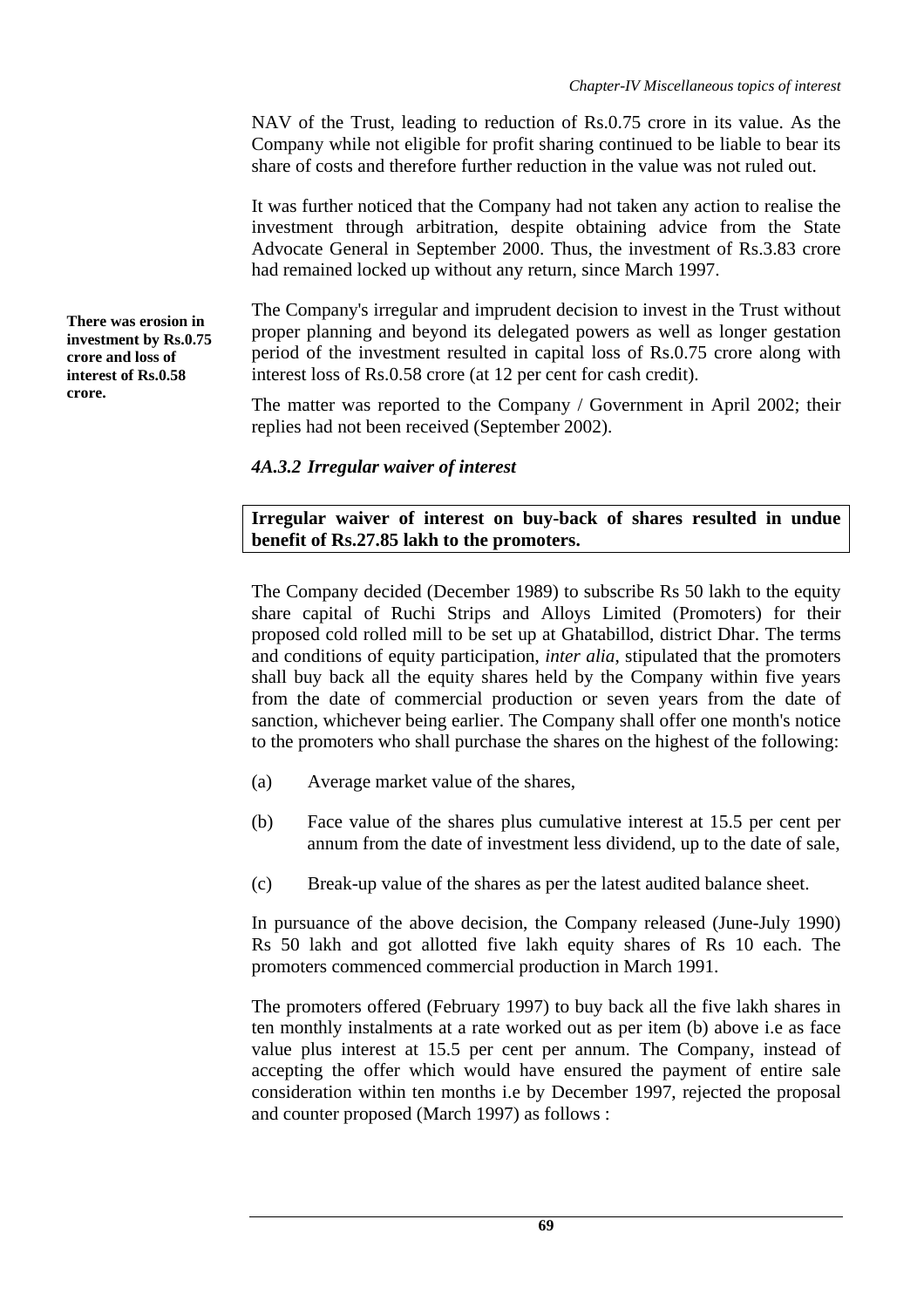NAV of the Trust, leading to reduction of Rs.0.75 crore in its value. As the Company while not eligible for profit sharing continued to be liable to bear its share of costs and therefore further reduction in the value was not ruled out.

It was further noticed that the Company had not taken any action to realise the investment through arbitration, despite obtaining advice from the State Advocate General in September 2000. Thus, the investment of Rs.3.83 crore had remained locked up without any return, since March 1997.

**There was erosion in investment by Rs.0.75 crore and loss of interest of Rs.0.58 crore.**

The Company's irregular and imprudent decision to invest in the Trust without proper planning and beyond its delegated powers as well as longer gestation period of the investment resulted in capital loss of Rs.0.75 crore along with interest loss of Rs.0.58 crore (at 12 per cent for cash credit).

The matter was reported to the Company / Government in April 2002; their replies had not been received (September 2002).

### *4A.3.2 Irregular waiver of interest*

**Irregular waiver of interest on buy-back of shares resulted in undue benefit of Rs.27.85 lakh to the promoters.**

The Company decided (December 1989) to subscribe Rs 50 lakh to the equity share capital of Ruchi Strips and Alloys Limited (Promoters) for their proposed cold rolled mill to be set up at Ghatabillod, district Dhar. The terms and conditions of equity participation, *inter alia*, stipulated that the promoters shall buy back all the equity shares held by the Company within five years from the date of commercial production or seven years from the date of sanction, whichever being earlier. The Company shall offer one month's notice to the promoters who shall purchase the shares on the highest of the following:

(a) Average market value of the shares,

(b) Face value of the shares plus cumulative interest at 15.5 per cent per annum from the date of investment less dividend, up to the date of sale,

(c) Break-up value of the shares as per the latest audited balance sheet.

In pursuance of the above decision, the Company released (June-July 1990) Rs 50 lakh and got allotted five lakh equity shares of Rs 10 each. The promoters commenced commercial production in March 1991.

The promoters offered (February 1997) to buy back all the five lakh shares in ten monthly instalments at a rate worked out as per item (b) above i.e as face value plus interest at 15.5 per cent per annum. The Company, instead of accepting the offer which would have ensured the payment of entire sale consideration within ten months i.e by December 1997, rejected the proposal and counter proposed (March 1997) as follows :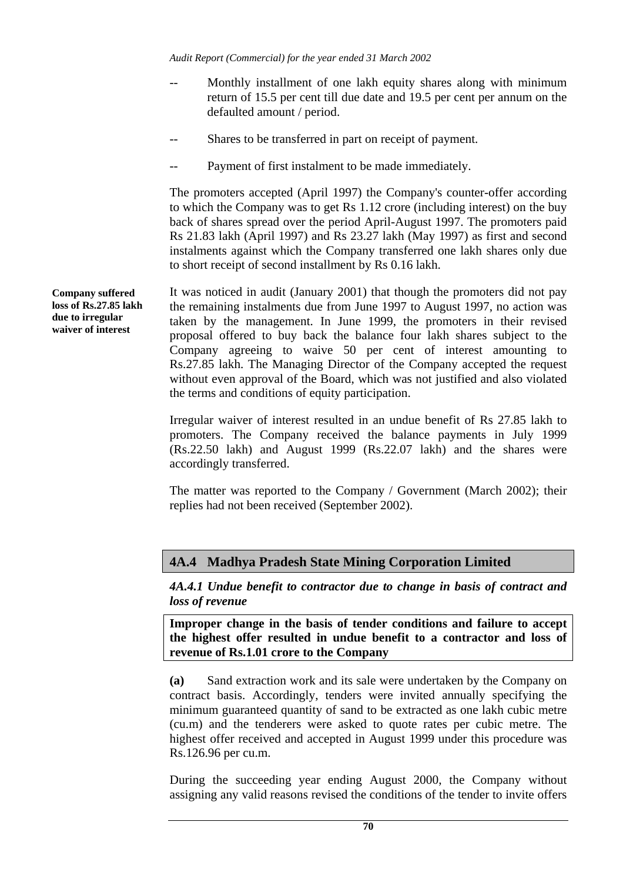-- Monthly installment of one lakh equity shares along with minimum return of 15.5 per cent till due date and 19.5 per cent per annum on the defaulted amount / period.

-- Shares to be transferred in part on receipt of payment.

-- Payment of first instalment to be made immediately.

The promoters accepted (April 1997) the Company's counter-offer according to which the Company was to get Rs 1.12 crore (including interest) on the buy back of shares spread over the period April-August 1997. The promoters paid Rs 21.83 lakh (April 1997) and Rs 23.27 lakh (May 1997) as first and second instalments against which the Company transferred one lakh shares only due to short receipt of second installment by Rs 0.16 lakh.

**Company suffered loss of Rs.27.85 lakh due to irregular waiver of interest**

It was noticed in audit (January 2001) that though the promoters did not pay the remaining instalments due from June 1997 to August 1997, no action was taken by the management. In June 1999, the promoters in their revised proposal offered to buy back the balance four lakh shares subject to the Company agreeing to waive 50 per cent of interest amounting to Rs.27.85 lakh. The Managing Director of the Company accepted the request without even approval of the Board, which was not justified and also violated the terms and conditions of equity participation.

Irregular waiver of interest resulted in an undue benefit of Rs 27.85 lakh to promoters. The Company received the balance payments in July 1999 (Rs.22.50 lakh) and August 1999 (Rs.22.07 lakh) and the shares were accordingly transferred.

The matter was reported to the Company / Government (March 2002); their replies had not been received (September 2002).

## 4A.4 Madhya Pradesh State Mining Corporation Limited

### *4A.4.1 Undue benefit to contractor due to change in basis of contract and loss of revenue*

**Improper change in the basis of tender conditions and failure to accept the highest offer resulted in undue benefit to a contractor and loss of revenue of Rs.1.01 crore to the Company**

**(a)** Sand extraction work and its sale were undertaken by the Company on contract basis. Accordingly, tenders were invited annually specifying the minimum guaranteed quantity of sand to be extracted as one lakh cubic metre (cu.m) and the tenderers were asked to quote rates per cubic metre. The highest offer received and accepted in August 1999 under this procedure was Rs.126.96 per cu.m.

During the succeeding year ending August 2000, the Company without assigning any valid reasons revised the conditions of the tender to invite offers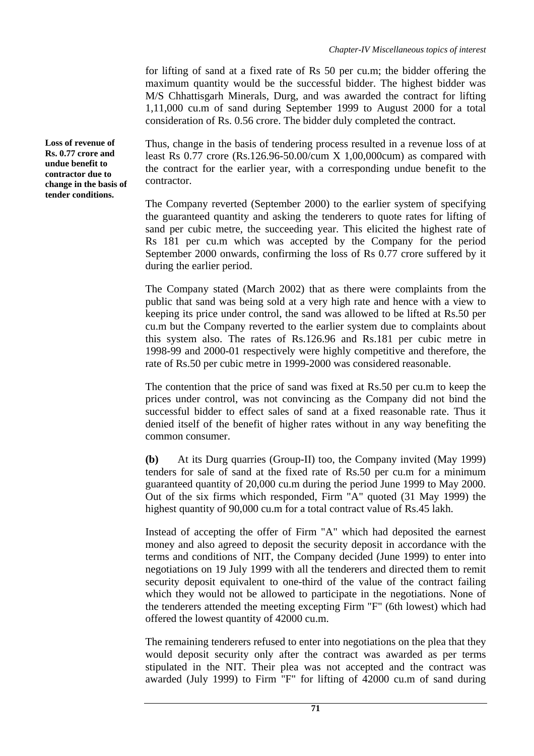for lifting of sand at a fixed rate of Rs 50 per cu.m; the bidder offering the maximum quantity would be the successful bidder. The highest bidder was M/S Chhattisgarh Minerals, Durg, and was awarded the contract for lifting 1,11,000 cu.m of sand during September 1999 to August 2000 for a total consideration of Rs. 0.56 crore. The bidder duly completed the contract.

**Loss of revenue of Rs. 0.77 crore and undue benefit to contractor due to change in the basis of tender conditions.**

Thus, change in the basis of tendering process resulted in a revenue loss of at least Rs 0.77 crore (Rs.126.96-50.00/cum X 1,00,000cum) as compared with the contract for the earlier year, with a corresponding undue benefit to the contractor.

The Company reverted (September 2000) to the earlier system of specifying the guaranteed quantity and asking the tenderers to quote rates for lifting of sand per cubic metre, the succeeding year. This elicited the highest rate of Rs 181 per cu.m which was accepted by the Company for the period September 2000 onwards, confirming the loss of Rs 0.77 crore suffered by it during the earlier period.

The Company stated (March 2002) that as there were complaints from the public that sand was being sold at a very high rate and hence with a view to keeping its price under control, the sand was allowed to be lifted at Rs.50 per cu.m but the Company reverted to the earlier system due to complaints about this system also. The rates of Rs.126.96 and Rs.181 per cubic metre in 1998-99 and 2000-01 respectively were highly competitive and therefore, the rate of Rs.50 per cubic metre in 1999-2000 was considered reasonable.

The contention that the price of sand was fixed at Rs.50 per cu.m to keep the prices under control, was not convincing as the Company did not bind the successful bidder to effect sales of sand at a fixed reasonable rate. Thus it denied itself of the benefit of higher rates without in any way benefiting the common consumer.

**(b)** At its Durg quarries (Group-II) too, the Company invited (May 1999) tenders for sale of sand at the fixed rate of Rs.50 per cu.m for a minimum guaranteed quantity of 20,000 cu.m during the period June 1999 to May 2000. Out of the six firms which responded, Firm "A" quoted (31 May 1999) the highest quantity of 90,000 cu.m for a total contract value of Rs.45 lakh.

Instead of accepting the offer of Firm "A" which had deposited the earnest money and also agreed to deposit the security deposit in accordance with the terms and conditions of NIT, the Company decided (June 1999) to enter into negotiations on 19 July 1999 with all the tenderers and directed them to remit security deposit equivalent to one-third of the value of the contract failing which they would not be allowed to participate in the negotiations. None of the tenderers attended the meeting excepting Firm "F" (6th lowest) which had offered the lowest quantity of 42000 cu.m.

The remaining tenderers refused to enter into negotiations on the plea that they would deposit security only after the contract was awarded as per terms stipulated in the NIT. Their plea was not accepted and the contract was awarded (July 1999) to Firm "F" for lifting of 42000 cu.m of sand during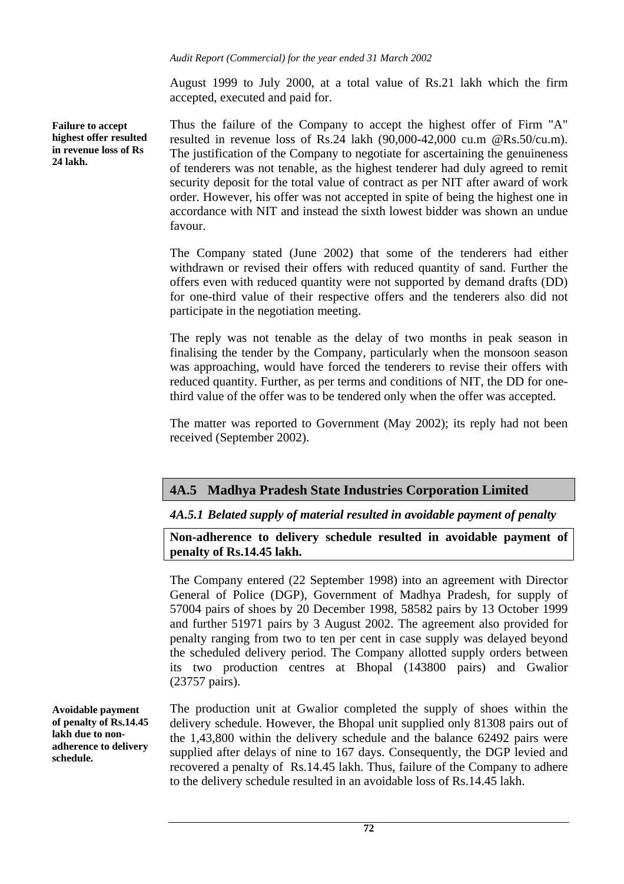August 1999 to July 2000, at a total value of Rs.21 lakh which the firm accepted, executed and paid for.

**Failure to accept highest offer resulted in revenue loss of Rs 24 lakh.**

Thus the failure of the Company to accept the highest offer of Firm "A" resulted in revenue loss of Rs.24 lakh (90,000-42,000 cu.m @Rs.50/cu.m). The justification of the Company to negotiate for ascertaining the genuineness of tenderers was not tenable, as the highest tenderer had duly agreed to remit security deposit for the total value of contract as per NIT after award of work order. However, his offer was not accepted in spite of being the highest one in accordance with NIT and instead the sixth lowest bidder was shown an undue favour.

The Company stated (June 2002) that some of the tenderers had either withdrawn or revised their offers with reduced quantity of sand. Further the offers even with reduced quantity were not supported by demand drafts (DD) for one-third value of their respective offers and the tenderers also did not participate in the negotiation meeting.

The reply was not tenable as the delay of two months in peak season in finalising the tender by the Company, particularly when the monsoon season was approaching, would have forced the tenderers to revise their offers with reduced quantity. Further, as per terms and conditions of NIT, the DD for one-third value of the offer was to be tendered only when the offer was accepted.

The matter was reported to Government (May 2002); its reply had not been received (September 2002).

## 4A.5 Madhya Pradesh State Industries Corporation Limited

### *4A.5.1 Belated supply of material resulted in avoidable payment of penalty*

**Non-adherence to delivery schedule resulted in avoidable payment of penalty of Rs.14.45 lakh.**

The Company entered (22 September 1998) into an agreement with Director General of Police (DGP), Government of Madhya Pradesh, for supply of 57004 pairs of shoes by 20 December 1998, 58582 pairs by 13 October 1999 and further 51971 pairs by 3 August 2002. The agreement also provided for penalty ranging from two to ten per cent in case supply was delayed beyond the scheduled delivery period. The Company allotted supply orders between its two production centres at Bhopal (143800 pairs) and Gwalior (23757 pairs).

**Avoidable payment of penalty of Rs.14.45 lakh due to non-adherence to delivery schedule.**

The production unit at Gwalior completed the supply of shoes within the delivery schedule. However, the Bhopal unit supplied only 81308 pairs out of the 1,43,800 within the delivery schedule and the balance 62492 pairs were supplied after delays of nine to 167 days. Consequently, the DGP levied and recovered a penalty of Rs.14.45 lakh. Thus, failure of the Company to adhere to the delivery schedule resulted in an avoidable loss of Rs.14.45 lakh.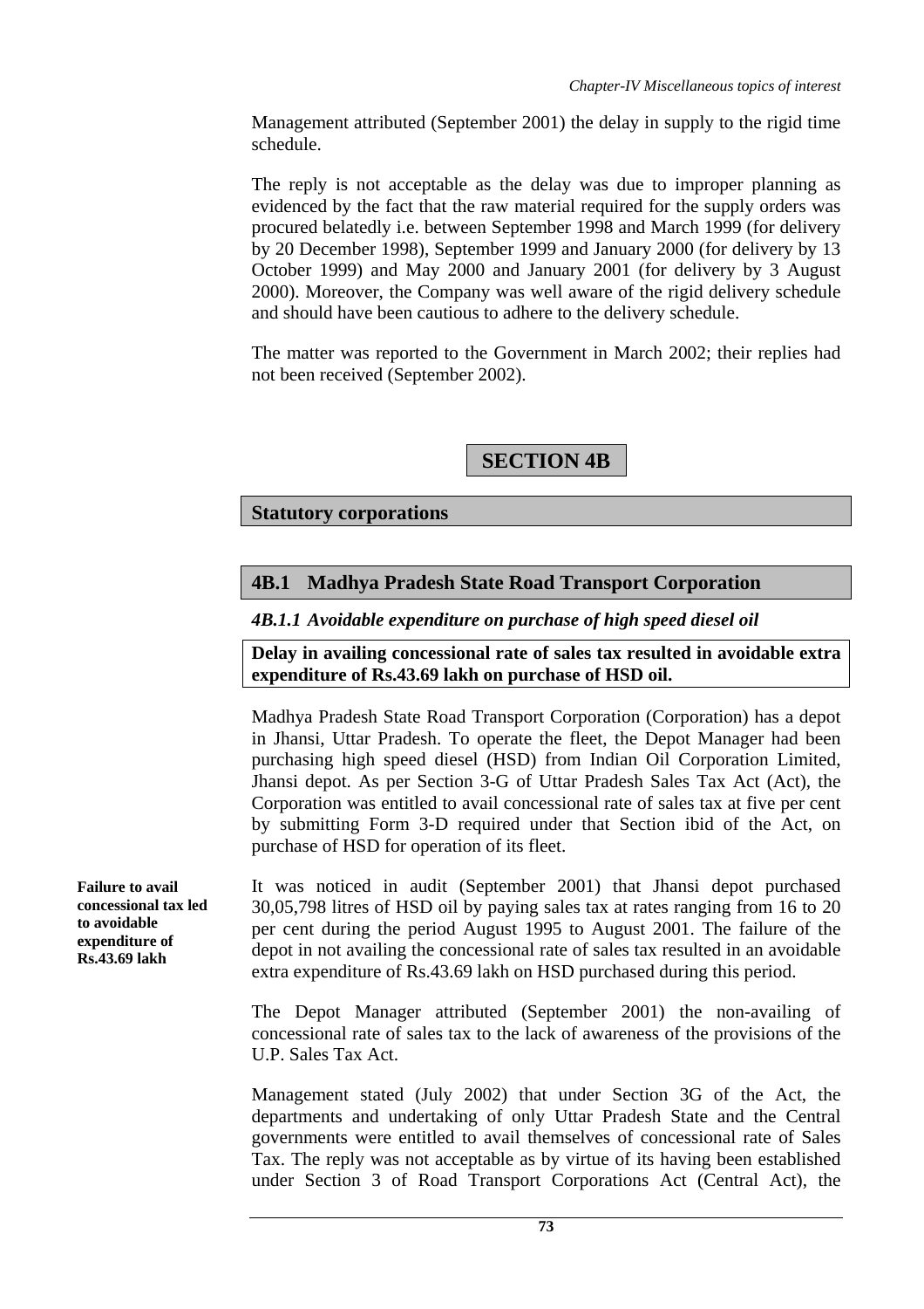Management attributed (September 2001) the delay in supply to the rigid time schedule.

The reply is not acceptable as the delay was due to improper planning as evidenced by the fact that the raw material required for the supply orders was procured belatedly i.e. between September 1998 and March 1999 (for delivery by 20 December 1998), September 1999 and January 2000 (for delivery by 13 October 1999) and May 2000 and January 2001 (for delivery by 3 August 2000). Moreover, the Company was well aware of the rigid delivery schedule and should have been cautious to adhere to the delivery schedule.

The matter was reported to the Government in March 2002; their replies had not been received (September 2002).

# SECTION 4B

## Statutory corporations

## 4B.1 Madhya Pradesh State Road Transport Corporation

### *4B.1.1 Avoidable expenditure on purchase of high speed diesel oil*

**Delay in availing concessional rate of sales tax resulted in avoidable extra expenditure of Rs.43.69 lakh on purchase of HSD oil.**

Madhya Pradesh State Road Transport Corporation (Corporation) has a depot in Jhansi, Uttar Pradesh. To operate the fleet, the Depot Manager had been purchasing high speed diesel (HSD) from Indian Oil Corporation Limited, Jhansi depot. As per Section 3-G of Uttar Pradesh Sales Tax Act (Act), the Corporation was entitled to avail concessional rate of sales tax at five per cent by submitting Form 3-D required under that Section ibid of the Act, on purchase of HSD for operation of its fleet.

**Failure to avail concessional tax led to avoidable expenditure of Rs.43.69 lakh**

It was noticed in audit (September 2001) that Jhansi depot purchased 30,05,798 litres of HSD oil by paying sales tax at rates ranging from 16 to 20 per cent during the period August 1995 to August 2001. The failure of the depot in not availing the concessional rate of sales tax resulted in an avoidable extra expenditure of Rs.43.69 lakh on HSD purchased during this period.

The Depot Manager attributed (September 2001) the non-availing of concessional rate of sales tax to the lack of awareness of the provisions of the U.P. Sales Tax Act.

Management stated (July 2002) that under Section 3G of the Act, the departments and undertaking of only Uttar Pradesh State and the Central governments were entitled to avail themselves of concessional rate of Sales Tax. The reply was not acceptable as by virtue of its having been established under Section 3 of Road Transport Corporations Act (Central Act), the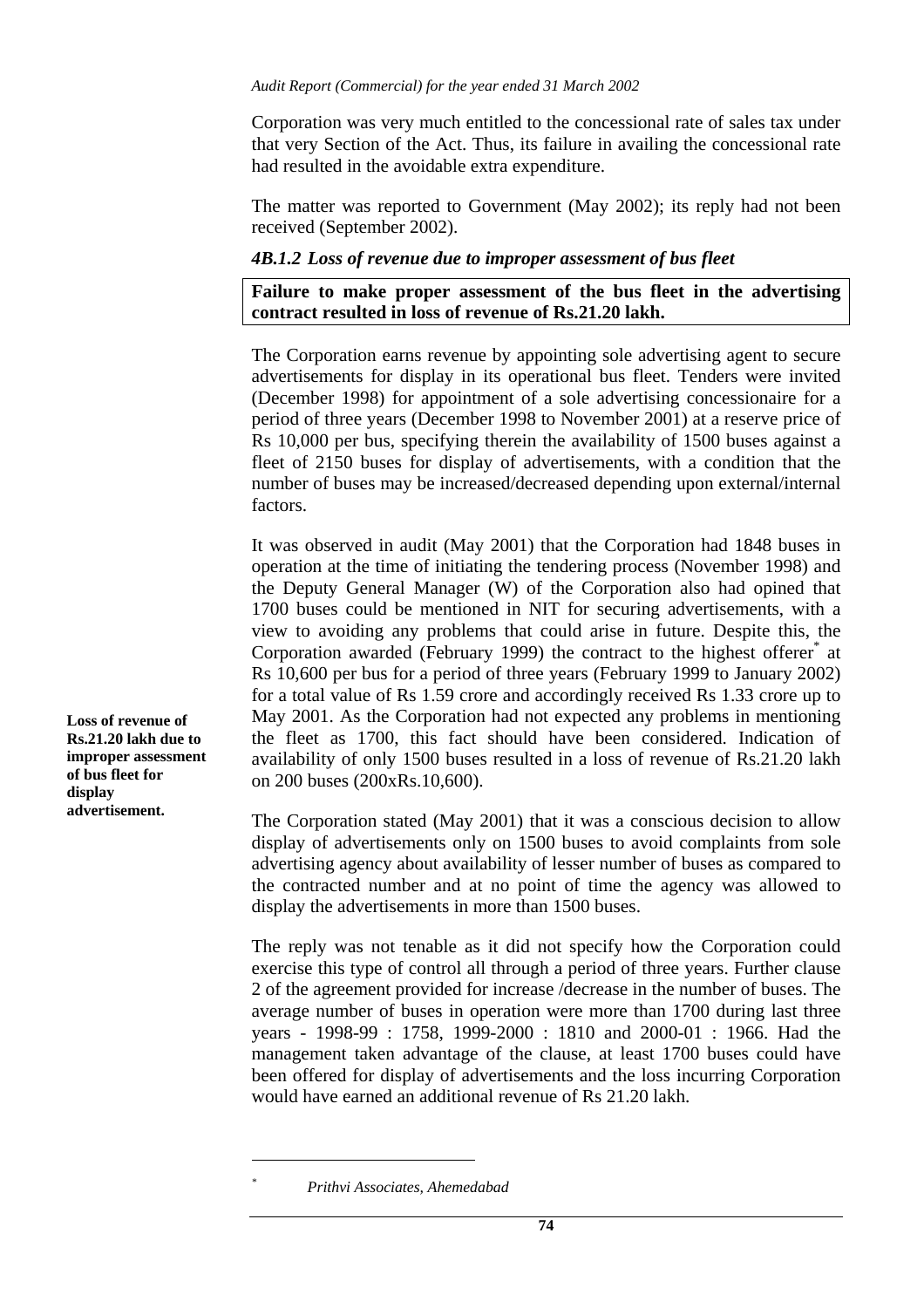Corporation was very much entitled to the concessional rate of sales tax under that very Section of the Act. Thus, its failure in availing the concessional rate had resulted in the avoidable extra expenditure.

The matter was reported to Government (May 2002); its reply had not been received (September 2002).

### *4B.1.2 Loss of revenue due to improper assessment of bus fleet*

**Failure to make proper assessment of the bus fleet in the advertising contract resulted in loss of revenue of Rs.21.20 lakh.**

The Corporation earns revenue by appointing sole advertising agent to secure advertisements for display in its operational bus fleet. Tenders were invited (December 1998) for appointment of a sole advertising concessionaire for a period of three years (December 1998 to November 2001) at a reserve price of Rs 10,000 per bus, specifying therein the availability of 1500 buses against a fleet of 2150 buses for display of advertisements, with a condition that the number of buses may be increased/decreased depending upon external/internal factors.

**Loss of revenue of Rs.21.20 lakh due to improper assessment of bus fleet for display advertisement.**

It was observed in audit (May 2001) that the Corporation had 1848 buses in operation at the time of initiating the tendering process (November 1998) and the Deputy General Manager (W) of the Corporation also had opined that 1700 buses could be mentioned in NIT for securing advertisements, with a view to avoiding any problems that could arise in future. Despite this, the Corporation awarded (February 1999) the contract to the highest offerer* at Rs 10,600 per bus for a period of three years (February 1999 to January 2002) for a total value of Rs 1.59 crore and accordingly received Rs 1.33 crore up to May 2001. As the Corporation had not expected any problems in mentioning the fleet as 1700, this fact should have been considered. Indication of availability of only 1500 buses resulted in a loss of revenue of Rs.21.20 lakh on 200 buses (200xRs.10,600).

The Corporation stated (May 2001) that it was a conscious decision to allow display of advertisements only on 1500 buses to avoid complaints from sole advertising agency about availability of lesser number of buses as compared to the contracted number and at no point of time the agency was allowed to display the advertisements in more than 1500 buses.

The reply was not tenable as it did not specify how the Corporation could exercise this type of control all through a period of three years. Further clause 2 of the agreement provided for increase /decrease in the number of buses. The average number of buses in operation were more than 1700 during last three years - 1998-99 : 1758, 1999-2000 : 1810 and 2000-01 : 1966. Had the management taken advantage of the clause, at least 1700 buses could have been offered for display of advertisements and the loss incurring Corporation would have earned an additional revenue of Rs 21.20 lakh.

---

\* *Prithvi Associates, Ahemedabad*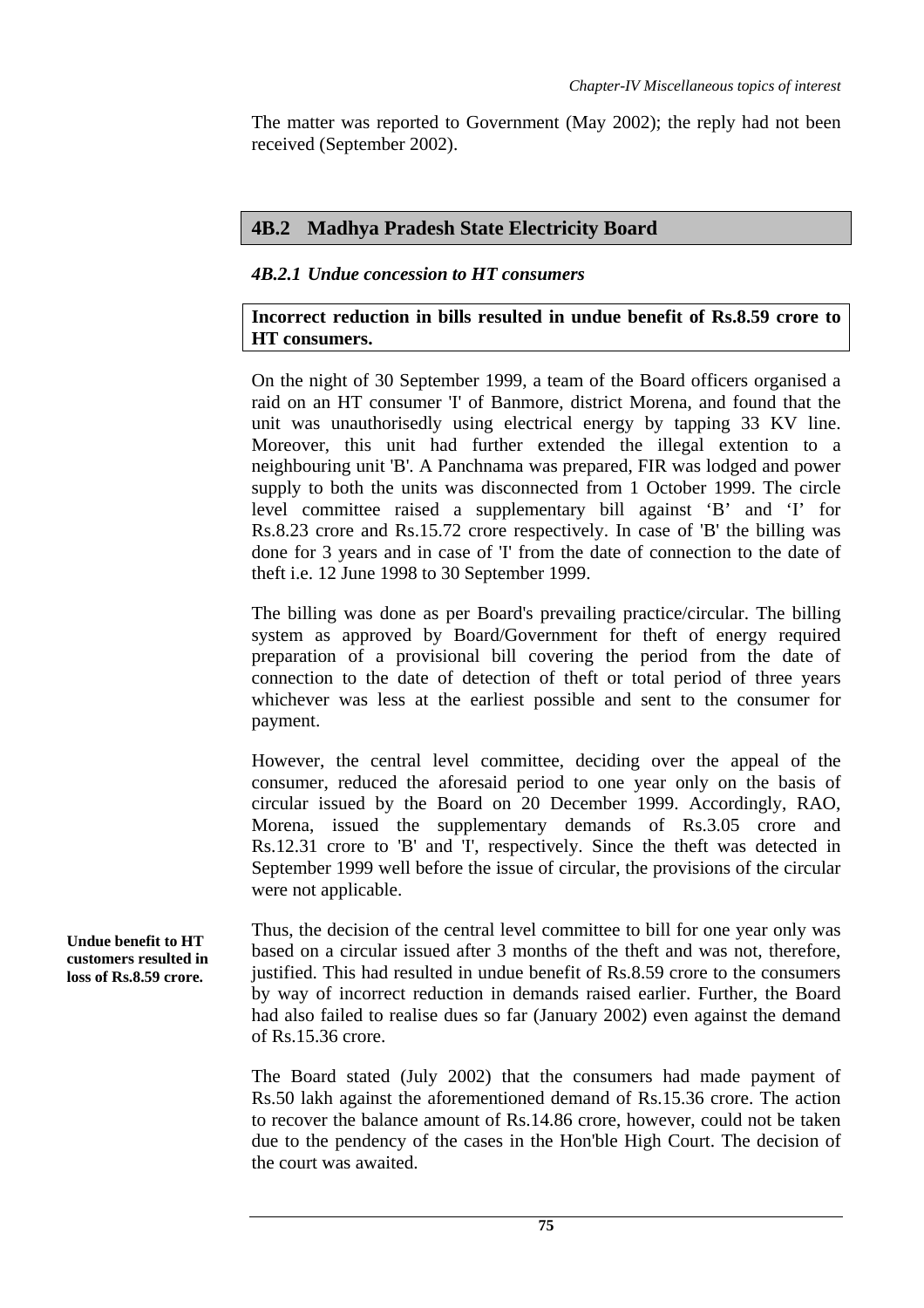The matter was reported to Government (May 2002); the reply had not been received (September 2002).

## 4B.2 Madhya Pradesh State Electricity Board

### *4B.2.1 Undue concession to HT consumers*

**Incorrect reduction in bills resulted in undue benefit of Rs.8.59 crore to HT consumers.**

On the night of 30 September 1999, a team of the Board officers organised a raid on an HT consumer 'I' of Banmore, district Morena, and found that the unit was unauthorisedly using electrical energy by tapping 33 KV line. Moreover, this unit had further extended the illegal extention to a neighbouring unit 'B'. A Panchnama was prepared, FIR was lodged and power supply to both the units was disconnected from 1 October 1999. The circle level committee raised a supplementary bill against 'B' and 'I' for Rs.8.23 crore and Rs.15.72 crore respectively. In case of 'B' the billing was done for 3 years and in case of 'I' from the date of connection to the date of theft i.e. 12 June 1998 to 30 September 1999.

The billing was done as per Board's prevailing practice/circular. The billing system as approved by Board/Government for theft of energy required preparation of a provisional bill covering the period from the date of connection to the date of detection of theft or total period of three years whichever was less at the earliest possible and sent to the consumer for payment.

However, the central level committee, deciding over the appeal of the consumer, reduced the aforesaid period to one year only on the basis of circular issued by the Board on 20 December 1999. Accordingly, RAO, Morena, issued the supplementary demands of Rs.3.05 crore and Rs.12.31 crore to 'B' and 'I', respectively. Since the theft was detected in September 1999 well before the issue of circular, the provisions of the circular were not applicable.

**Undue benefit to HT customers resulted in loss of Rs.8.59 crore.**

Thus, the decision of the central level committee to bill for one year only was based on a circular issued after 3 months of the theft and was not, therefore, justified. This had resulted in undue benefit of Rs.8.59 crore to the consumers by way of incorrect reduction in demands raised earlier. Further, the Board had also failed to realise dues so far (January 2002) even against the demand of Rs.15.36 crore.

The Board stated (July 2002) that the consumers had made payment of Rs.50 lakh against the aforementioned demand of Rs.15.36 crore. The action to recover the balance amount of Rs.14.86 crore, however, could not be taken due to the pendency of the cases in the Hon'ble High Court. The decision of the court was awaited.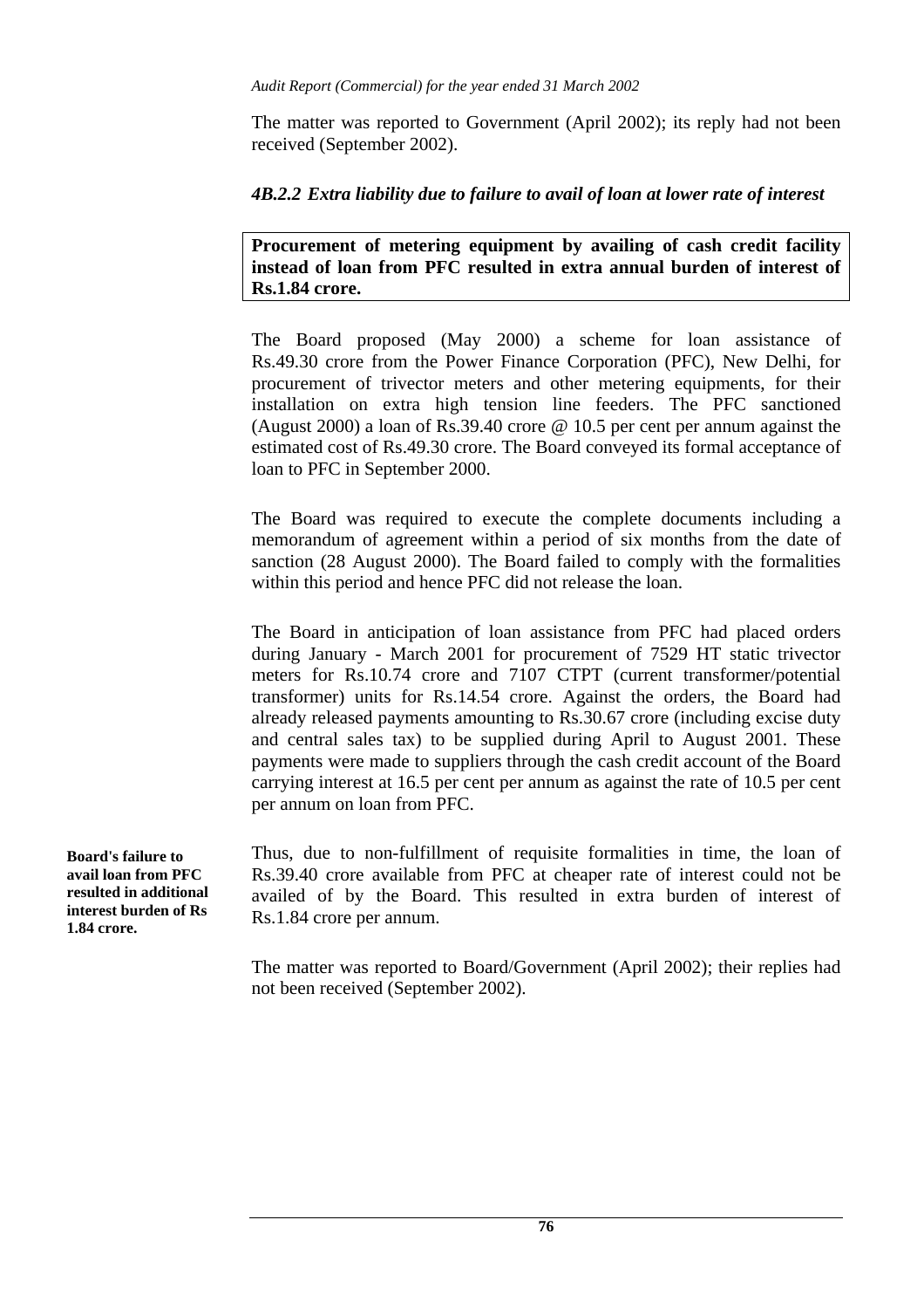The matter was reported to Government (April 2002); its reply had not been received (September 2002).

### *4B.2.2 Extra liability due to failure to avail of loan at lower rate of interest*

**Procurement of metering equipment by availing of cash credit facility instead of loan from PFC resulted in extra annual burden of interest of Rs.1.84 crore.**

The Board proposed (May 2000) a scheme for loan assistance of Rs.49.30 crore from the Power Finance Corporation (PFC), New Delhi, for procurement of trivector meters and other metering equipments, for their installation on extra high tension line feeders. The PFC sanctioned (August 2000) a loan of Rs.39.40 crore @ 10.5 per cent per annum against the estimated cost of Rs.49.30 crore. The Board conveyed its formal acceptance of loan to PFC in September 2000.

The Board was required to execute the complete documents including a memorandum of agreement within a period of six months from the date of sanction (28 August 2000). The Board failed to comply with the formalities within this period and hence PFC did not release the loan.

The Board in anticipation of loan assistance from PFC had placed orders during January - March 2001 for procurement of 7529 HT static trivector meters for Rs.10.74 crore and 7107 CTPT (current transformer/potential transformer) units for Rs.14.54 crore. Against the orders, the Board had already released payments amounting to Rs.30.67 crore (including excise duty and central sales tax) to be supplied during April to August 2001. These payments were made to suppliers through the cash credit account of the Board carrying interest at 16.5 per cent per annum as against the rate of 10.5 per cent per annum on loan from PFC.

**Board's failure to avail loan from PFC resulted in additional interest burden of Rs 1.84 crore.**

Thus, due to non-fulfillment of requisite formalities in time, the loan of Rs.39.40 crore available from PFC at cheaper rate of interest could not be availed of by the Board. This resulted in extra burden of interest of Rs.1.84 crore per annum.

The matter was reported to Board/Government (April 2002); their replies had not been received (September 2002).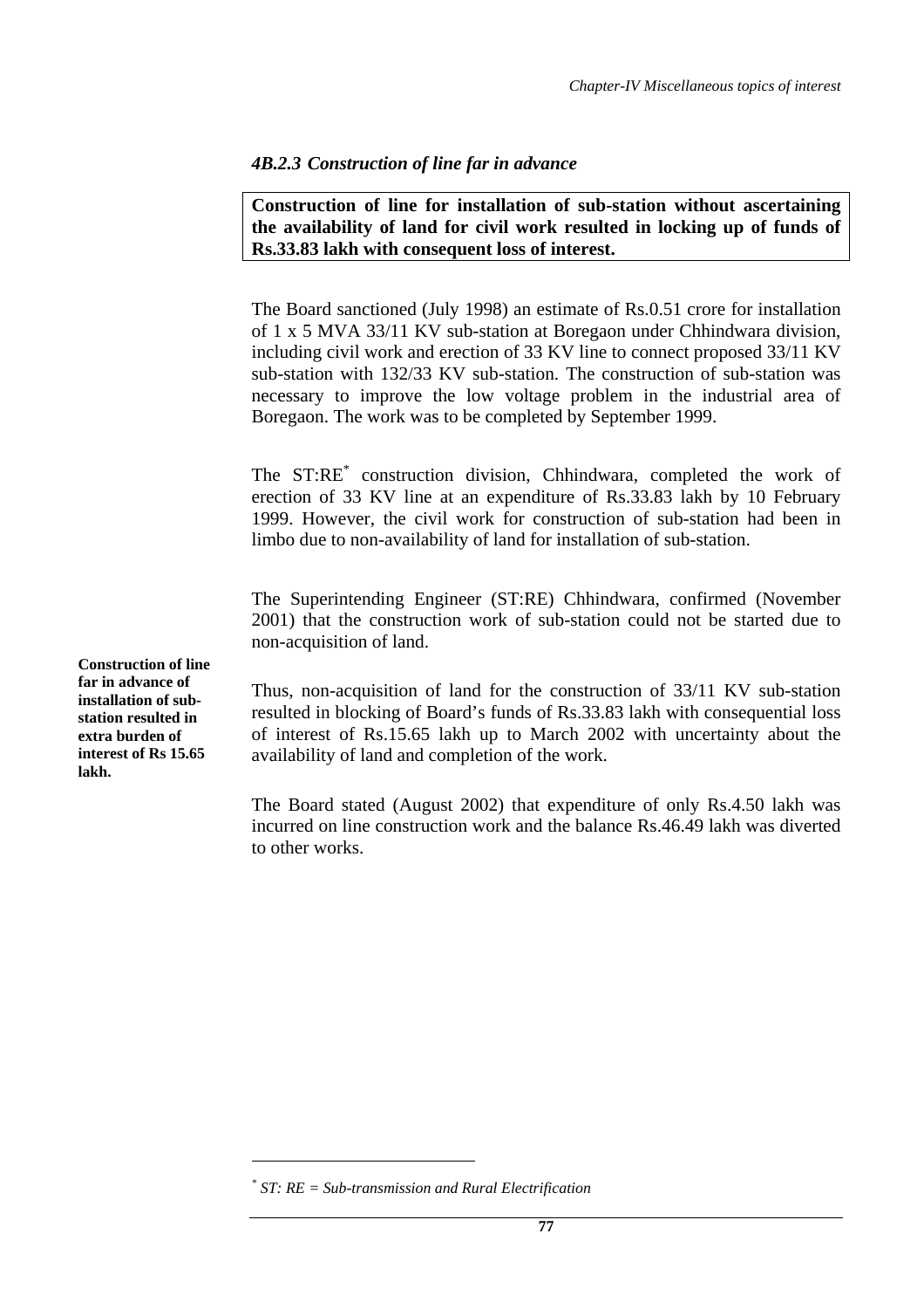### *4B.2.3 Construction of line far in advance*

**Construction of line for installation of sub-station without ascertaining the availability of land for civil work resulted in locking up of funds of Rs.33.83 lakh with consequent loss of interest.**

The Board sanctioned (July 1998) an estimate of Rs.0.51 crore for installation of 1 x 5 MVA 33/11 KV sub-station at Boregaon under Chhindwara division, including civil work and erection of 33 KV line to connect proposed 33/11 KV sub-station with 132/33 KV sub-station. The construction of sub-station was necessary to improve the low voltage problem in the industrial area of Boregaon. The work was to be completed by September 1999.

The ST:RE* construction division, Chhindwara, completed the work of erection of 33 KV line at an expenditure of Rs.33.83 lakh by 10 February 1999. However, the civil work for construction of sub-station had been in limbo due to non-availability of land for installation of sub-station.

The Superintending Engineer (ST:RE) Chhindwara, confirmed (November 2001) that the construction work of sub-station could not be started due to non-acquisition of land.

**Construction of line far in advance of installation of sub-station resulted in extra burden of interest of Rs 15.65 lakh.**

Thus, non-acquisition of land for the construction of 33/11 KV sub-station resulted in blocking of Board's funds of Rs.33.83 lakh with consequential loss of interest of Rs.15.65 lakh up to March 2002 with uncertainty about the availability of land and completion of the work.

The Board stated (August 2002) that expenditure of only Rs.4.50 lakh was incurred on line construction work and the balance Rs.46.49 lakh was diverted to other works.

---

\* *ST: RE = Sub-transmission and Rural Electrification*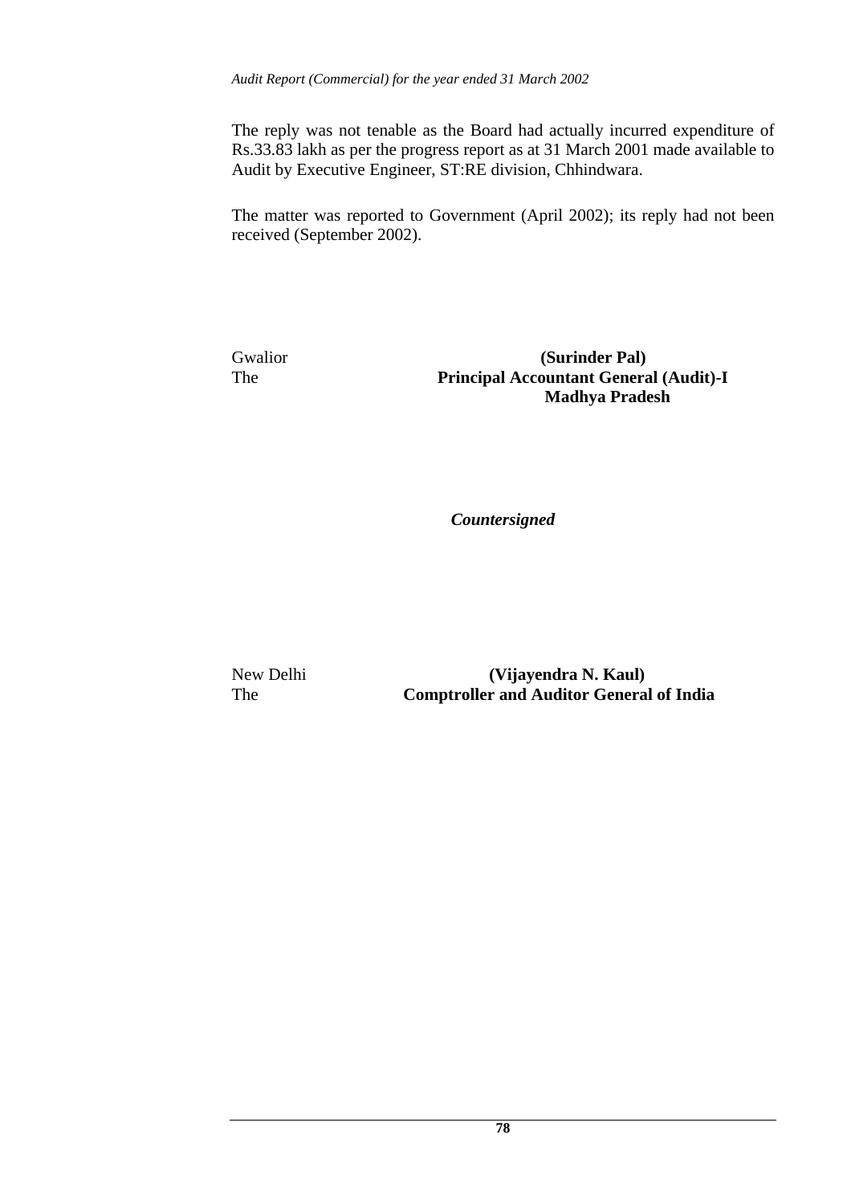The reply was not tenable as the Board had actually incurred expenditure of Rs.33.83 lakh as per the progress report as at 31 March 2001 made available to Audit by Executive Engineer, ST:RE division, Chhindwara.

The matter was reported to Government (April 2002); its reply had not been received (September 2002).

Gwalior
The

**(Surinder Pal)**
**Principal Accountant General (Audit)-I**
**Madhya Pradesh**

***Countersigned***

New Delhi
The

**(Vijayendra N. Kaul)**
**Comptroller and Auditor General of India**